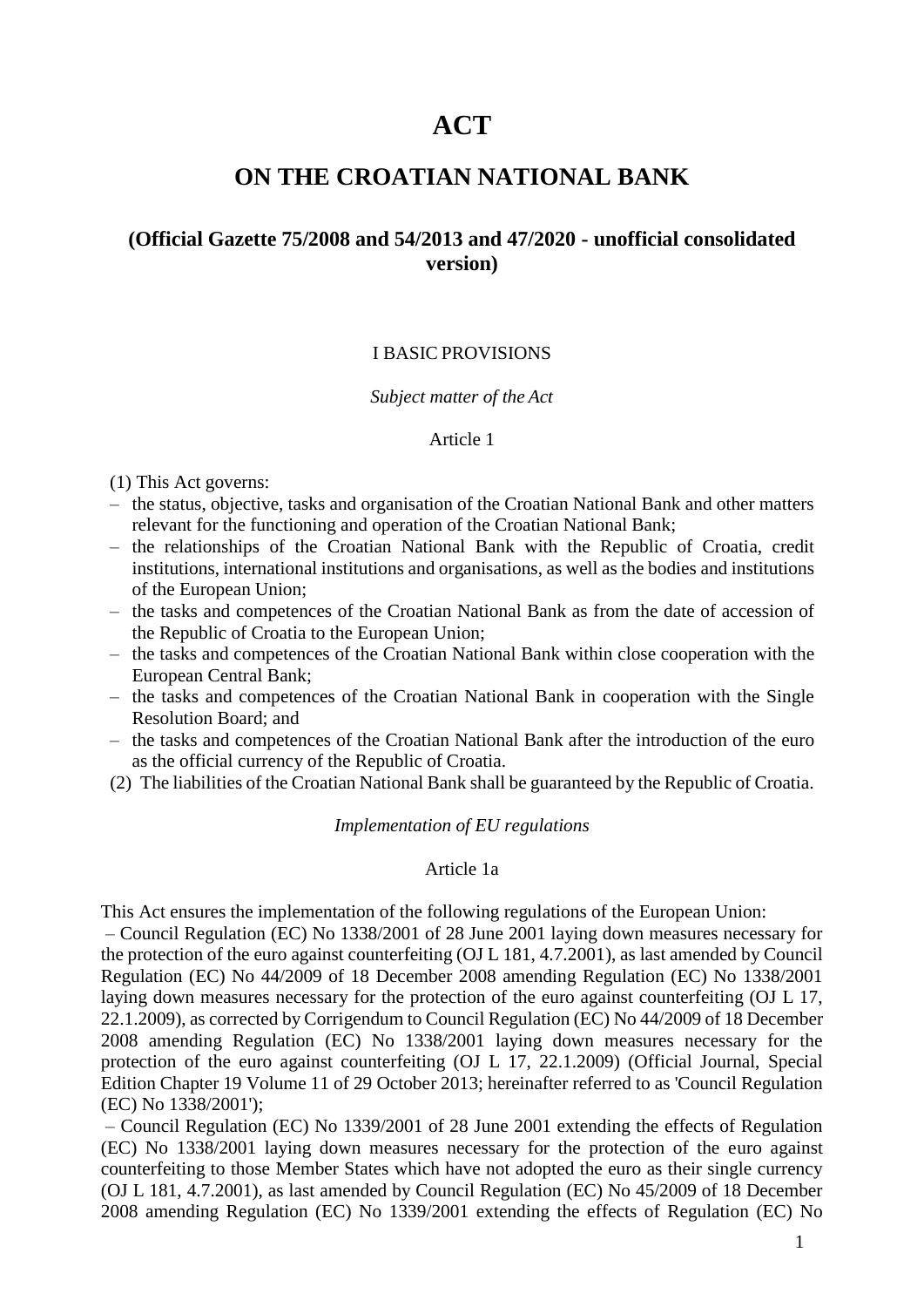# ACT

## ON THE CROATIAN NATIONAL BANK

### (Official Gazette 75/2008 and 54/2013 and 47/2020 - unofficial consolidated version)

I BASIC PROVISIONS

*Subject matter of the Act*

Article 1

(1) This Act governs:

- the status, objective, tasks and organisation of the Croatian National Bank and other matters relevant for the functioning and operation of the Croatian National Bank;
- the relationships of the Croatian National Bank with the Republic of Croatia, credit institutions, international institutions and organisations, as well as the bodies and institutions of the European Union;
- the tasks and competences of the Croatian National Bank as from the date of accession of the Republic of Croatia to the European Union;
- the tasks and competences of the Croatian National Bank within close cooperation with the European Central Bank;
- the tasks and competences of the Croatian National Bank in cooperation with the Single Resolution Board; and
- the tasks and competences of the Croatian National Bank after the introduction of the euro as the official currency of the Republic of Croatia.

(2) The liabilities of the Croatian National Bank shall be guaranteed by the Republic of Croatia.

*Implementation of EU regulations*

Article 1a

This Act ensures the implementation of the following regulations of the European Union:

– Council Regulation (EC) No 1338/2001 of 28 June 2001 laying down measures necessary for the protection of the euro against counterfeiting (OJ L 181, 4.7.2001), as last amended by Council Regulation (EC) No 44/2009 of 18 December 2008 amending Regulation (EC) No 1338/2001 laying down measures necessary for the protection of the euro against counterfeiting (OJ L 17, 22.1.2009), as corrected by Corrigendum to Council Regulation (EC) No 44/2009 of 18 December 2008 amending Regulation (EC) No 1338/2001 laying down measures necessary for the protection of the euro against counterfeiting (OJ L 17, 22.1.2009) (Official Journal, Special Edition Chapter 19 Volume 11 of 29 October 2013; hereinafter referred to as 'Council Regulation (EC) No 1338/2001');

– Council Regulation (EC) No 1339/2001 of 28 June 2001 extending the effects of Regulation (EC) No 1338/2001 laying down measures necessary for the protection of the euro against counterfeiting to those Member States which have not adopted the euro as their single currency (OJ L 181, 4.7.2001), as last amended by Council Regulation (EC) No 45/2009 of 18 December 2008 amending Regulation (EC) No 1339/2001 extending the effects of Regulation (EC) No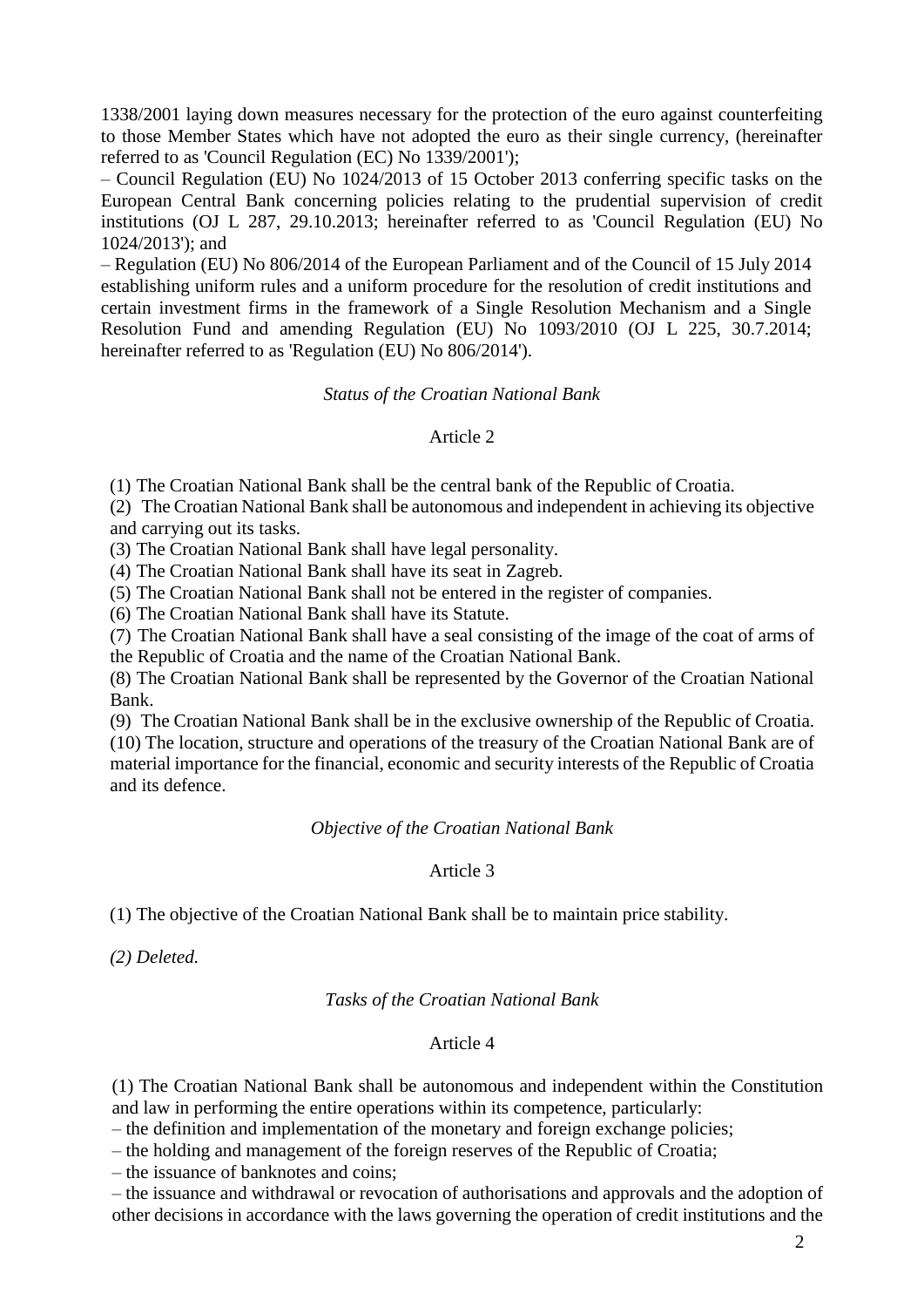1338/2001 laying down measures necessary for the protection of the euro against counterfeiting to those Member States which have not adopted the euro as their single currency, (hereinafter referred to as 'Council Regulation (EC) No 1339/2001');

– Council Regulation (EU) No 1024/2013 of 15 October 2013 conferring specific tasks on the European Central Bank concerning policies relating to the prudential supervision of credit institutions (OJ L 287, 29.10.2013; hereinafter referred to as 'Council Regulation (EU) No 1024/2013'); and

– Regulation (EU) No 806/2014 of the European Parliament and of the Council of 15 July 2014 establishing uniform rules and a uniform procedure for the resolution of credit institutions and certain investment firms in the framework of a Single Resolution Mechanism and a Single Resolution Fund and amending Regulation (EU) No 1093/2010 (OJ L 225, 30.7.2014; hereinafter referred to as 'Regulation (EU) No 806/2014').

*Status of the Croatian National Bank*

Article 2

(1) The Croatian National Bank shall be the central bank of the Republic of Croatia.

(2) The Croatian National Bank shall be autonomous and independent in achieving its objective and carrying out its tasks.

(3) The Croatian National Bank shall have legal personality.

(4) The Croatian National Bank shall have its seat in Zagreb.

(5) The Croatian National Bank shall not be entered in the register of companies.

(6) The Croatian National Bank shall have its Statute.

(7) The Croatian National Bank shall have a seal consisting of the image of the coat of arms of the Republic of Croatia and the name of the Croatian National Bank.

(8) The Croatian National Bank shall be represented by the Governor of the Croatian National Bank.

(9) The Croatian National Bank shall be in the exclusive ownership of the Republic of Croatia.

(10) The location, structure and operations of the treasury of the Croatian National Bank are of material importance for the financial, economic and security interests of the Republic of Croatia and its defence.

*Objective of the Croatian National Bank*

Article 3

(1) The objective of the Croatian National Bank shall be to maintain price stability.

*(2) Deleted.*

*Tasks of the Croatian National Bank*

Article 4

(1) The Croatian National Bank shall be autonomous and independent within the Constitution and law in performing the entire operations within its competence, particularly:

– the definition and implementation of the monetary and foreign exchange policies;

– the holding and management of the foreign reserves of the Republic of Croatia;

– the issuance of banknotes and coins;

– the issuance and withdrawal or revocation of authorisations and approvals and the adoption of other decisions in accordance with the laws governing the operation of credit institutions and the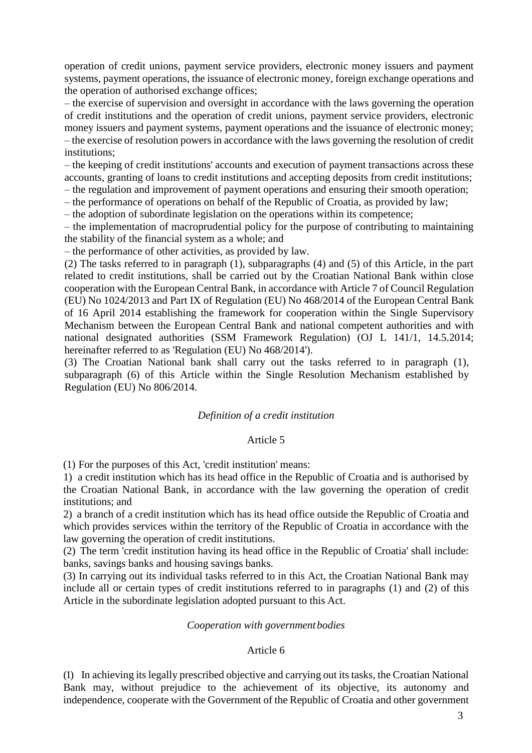operation of credit unions, payment service providers, electronic money issuers and payment systems, payment operations, the issuance of electronic money, foreign exchange operations and the operation of authorised exchange offices;

– the exercise of supervision and oversight in accordance with the laws governing the operation of credit institutions and the operation of credit unions, payment service providers, electronic money issuers and payment systems, payment operations and the issuance of electronic money;

– the exercise of resolution powers in accordance with the laws governing the resolution of credit institutions;

– the keeping of credit institutions' accounts and execution of payment transactions across these accounts, granting of loans to credit institutions and accepting deposits from credit institutions;

– the regulation and improvement of payment operations and ensuring their smooth operation;

– the performance of operations on behalf of the Republic of Croatia, as provided by law;

– the adoption of subordinate legislation on the operations within its competence;

– the implementation of macroprudential policy for the purpose of contributing to maintaining the stability of the financial system as a whole; and

– the performance of other activities, as provided by law.

(2) The tasks referred to in paragraph (1), subparagraphs (4) and (5) of this Article, in the part related to credit institutions, shall be carried out by the Croatian National Bank within close cooperation with the European Central Bank, in accordance with Article 7 of Council Regulation (EU) No 1024/2013 and Part IX of Regulation (EU) No 468/2014 of the European Central Bank of 16 April 2014 establishing the framework for cooperation within the Single Supervisory Mechanism between the European Central Bank and national competent authorities and with national designated authorities (SSM Framework Regulation) (OJ L 141/1, 14.5.2014; hereinafter referred to as 'Regulation (EU) No 468/2014').

(3) The Croatian National bank shall carry out the tasks referred to in paragraph (1), subparagraph (6) of this Article within the Single Resolution Mechanism established by Regulation (EU) No 806/2014.

*Definition of a credit institution*

Article 5

(1) For the purposes of this Act, 'credit institution' means:

1) a credit institution which has its head office in the Republic of Croatia and is authorised by the Croatian National Bank, in accordance with the law governing the operation of credit institutions; and

2) a branch of a credit institution which has its head office outside the Republic of Croatia and which provides services within the territory of the Republic of Croatia in accordance with the law governing the operation of credit institutions.

(2) The term 'credit institution having its head office in the Republic of Croatia' shall include: banks, savings banks and housing savings banks.

(3) In carrying out its individual tasks referred to in this Act, the Croatian National Bank may include all or certain types of credit institutions referred to in paragraphs (1) and (2) of this Article in the subordinate legislation adopted pursuant to this Act.

*Cooperation with government bodies*

Article 6

(1) In achieving its legally prescribed objective and carrying out its tasks, the Croatian National Bank may, without prejudice to the achievement of its objective, its autonomy and independence, cooperate with the Government of the Republic of Croatia and other government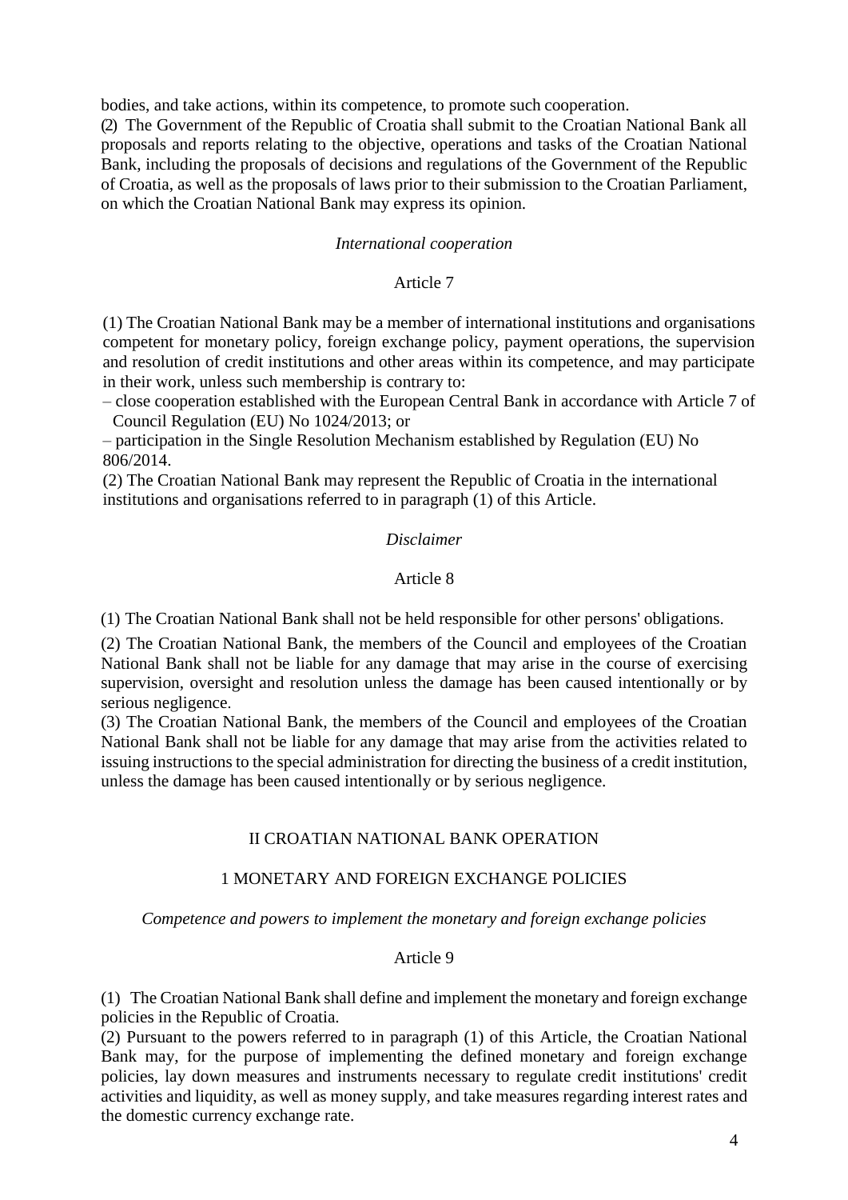bodies, and take actions, within its competence, to promote such cooperation.

(2) The Government of the Republic of Croatia shall submit to the Croatian National Bank all proposals and reports relating to the objective, operations and tasks of the Croatian National Bank, including the proposals of decisions and regulations of the Government of the Republic of Croatia, as well as the proposals of laws prior to their submission to the Croatian Parliament, on which the Croatian National Bank may express its opinion.

*International cooperation*

Article 7

(1) The Croatian National Bank may be a member of international institutions and organisations competent for monetary policy, foreign exchange policy, payment operations, the supervision and resolution of credit institutions and other areas within its competence, and may participate in their work, unless such membership is contrary to:

– close cooperation established with the European Central Bank in accordance with Article 7 of Council Regulation (EU) No 1024/2013; or

– participation in the Single Resolution Mechanism established by Regulation (EU) No 806/2014.

(2) The Croatian National Bank may represent the Republic of Croatia in the international institutions and organisations referred to in paragraph (1) of this Article.

*Disclaimer*

Article 8

(1) The Croatian National Bank shall not be held responsible for other persons' obligations.

(2) The Croatian National Bank, the members of the Council and employees of the Croatian National Bank shall not be liable for any damage that may arise in the course of exercising supervision, oversight and resolution unless the damage has been caused intentionally or by serious negligence.

(3) The Croatian National Bank, the members of the Council and employees of the Croatian National Bank shall not be liable for any damage that may arise from the activities related to issuing instructions to the special administration for directing the business of a credit institution, unless the damage has been caused intentionally or by serious negligence.

## II CROATIAN NATIONAL BANK OPERATION

### 1 MONETARY AND FOREIGN EXCHANGE POLICIES

*Competence and powers to implement the monetary and foreign exchange policies*

Article 9

(1) The Croatian National Bank shall define and implement the monetary and foreign exchange policies in the Republic of Croatia.

(2) Pursuant to the powers referred to in paragraph (1) of this Article, the Croatian National Bank may, for the purpose of implementing the defined monetary and foreign exchange policies, lay down measures and instruments necessary to regulate credit institutions' credit activities and liquidity, as well as money supply, and take measures regarding interest rates and the domestic currency exchange rate.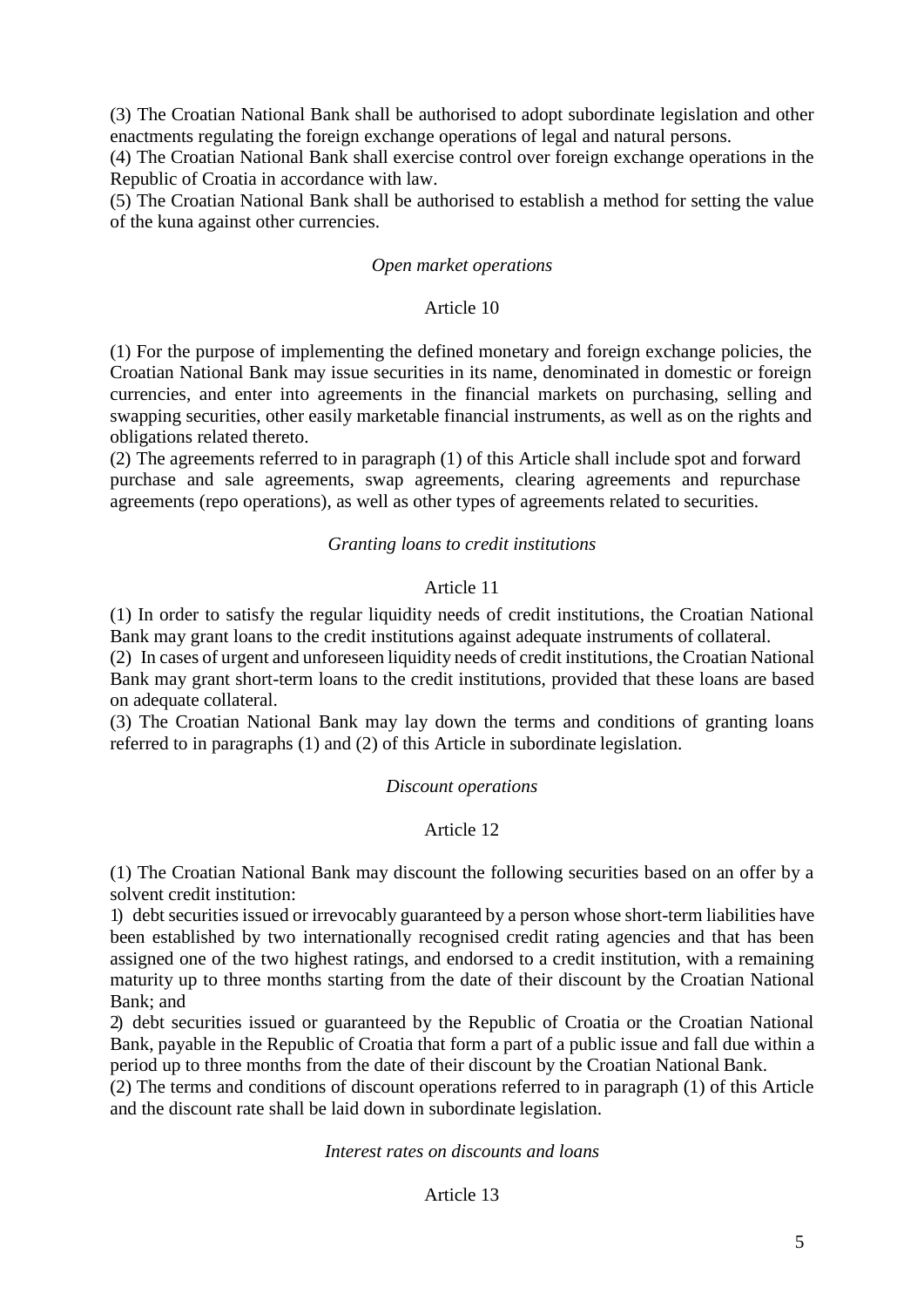(3) The Croatian National Bank shall be authorised to adopt subordinate legislation and other enactments regulating the foreign exchange operations of legal and natural persons.
(4) The Croatian National Bank shall exercise control over foreign exchange operations in the Republic of Croatia in accordance with law.
(5) The Croatian National Bank shall be authorised to establish a method for setting the value of the kuna against other currencies.

*Open market operations*

Article 10

(1) For the purpose of implementing the defined monetary and foreign exchange policies, the Croatian National Bank may issue securities in its name, denominated in domestic or foreign currencies, and enter into agreements in the financial markets on purchasing, selling and swapping securities, other easily marketable financial instruments, as well as on the rights and obligations related thereto.
(2) The agreements referred to in paragraph (1) of this Article shall include spot and forward purchase and sale agreements, swap agreements, clearing agreements and repurchase agreements (repo operations), as well as other types of agreements related to securities.

*Granting loans to credit institutions*

Article 11

(1) In order to satisfy the regular liquidity needs of credit institutions, the Croatian National Bank may grant loans to the credit institutions against adequate instruments of collateral.
(2) In cases of urgent and unforeseen liquidity needs of credit institutions, the Croatian National Bank may grant short-term loans to the credit institutions, provided that these loans are based on adequate collateral.
(3) The Croatian National Bank may lay down the terms and conditions of granting loans referred to in paragraphs (1) and (2) of this Article in subordinate legislation.

*Discount operations*

Article 12

(1) The Croatian National Bank may discount the following securities based on an offer by a solvent credit institution:
1) debt securities issued or irrevocably guaranteed by a person whose short-term liabilities have been established by two internationally recognised credit rating agencies and that has been assigned one of the two highest ratings, and endorsed to a credit institution, with a remaining maturity up to three months starting from the date of their discount by the Croatian National Bank; and
2) debt securities issued or guaranteed by the Republic of Croatia or the Croatian National Bank, payable in the Republic of Croatia that form a part of a public issue and fall due within a period up to three months from the date of their discount by the Croatian National Bank.
(2) The terms and conditions of discount operations referred to in paragraph (1) of this Article and the discount rate shall be laid down in subordinate legislation.

*Interest rates on discounts and loans*

Article 13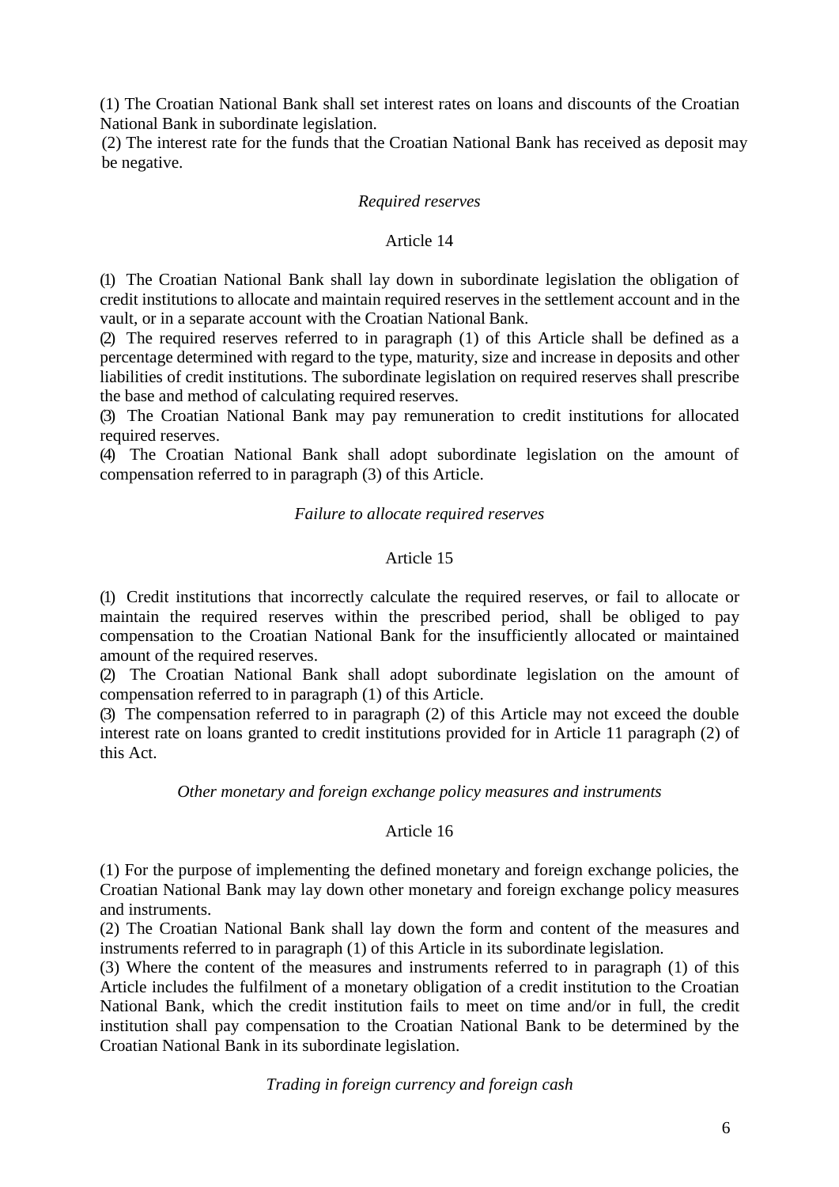(1) The Croatian National Bank shall set interest rates on loans and discounts of the Croatian National Bank in subordinate legislation.

(2) The interest rate for the funds that the Croatian National Bank has received as deposit may be negative.

*Required reserves*

Article 14

(1) The Croatian National Bank shall lay down in subordinate legislation the obligation of credit institutions to allocate and maintain required reserves in the settlement account and in the vault, or in a separate account with the Croatian National Bank.

(2) The required reserves referred to in paragraph (1) of this Article shall be defined as a percentage determined with regard to the type, maturity, size and increase in deposits and other liabilities of credit institutions. The subordinate legislation on required reserves shall prescribe the base and method of calculating required reserves.

(3) The Croatian National Bank may pay remuneration to credit institutions for allocated required reserves.

(4) The Croatian National Bank shall adopt subordinate legislation on the amount of compensation referred to in paragraph (3) of this Article.

*Failure to allocate required reserves*

Article 15

(1) Credit institutions that incorrectly calculate the required reserves, or fail to allocate or maintain the required reserves within the prescribed period, shall be obliged to pay compensation to the Croatian National Bank for the insufficiently allocated or maintained amount of the required reserves.

(2) The Croatian National Bank shall adopt subordinate legislation on the amount of compensation referred to in paragraph (1) of this Article.

(3) The compensation referred to in paragraph (2) of this Article may not exceed the double interest rate on loans granted to credit institutions provided for in Article 11 paragraph (2) of this Act.

*Other monetary and foreign exchange policy measures and instruments*

Article 16

(1) For the purpose of implementing the defined monetary and foreign exchange policies, the Croatian National Bank may lay down other monetary and foreign exchange policy measures and instruments.

(2) The Croatian National Bank shall lay down the form and content of the measures and instruments referred to in paragraph (1) of this Article in its subordinate legislation.

(3) Where the content of the measures and instruments referred to in paragraph (1) of this Article includes the fulfilment of a monetary obligation of a credit institution to the Croatian National Bank, which the credit institution fails to meet on time and/or in full, the credit institution shall pay compensation to the Croatian National Bank to be determined by the Croatian National Bank in its subordinate legislation.

*Trading in foreign currency and foreign cash*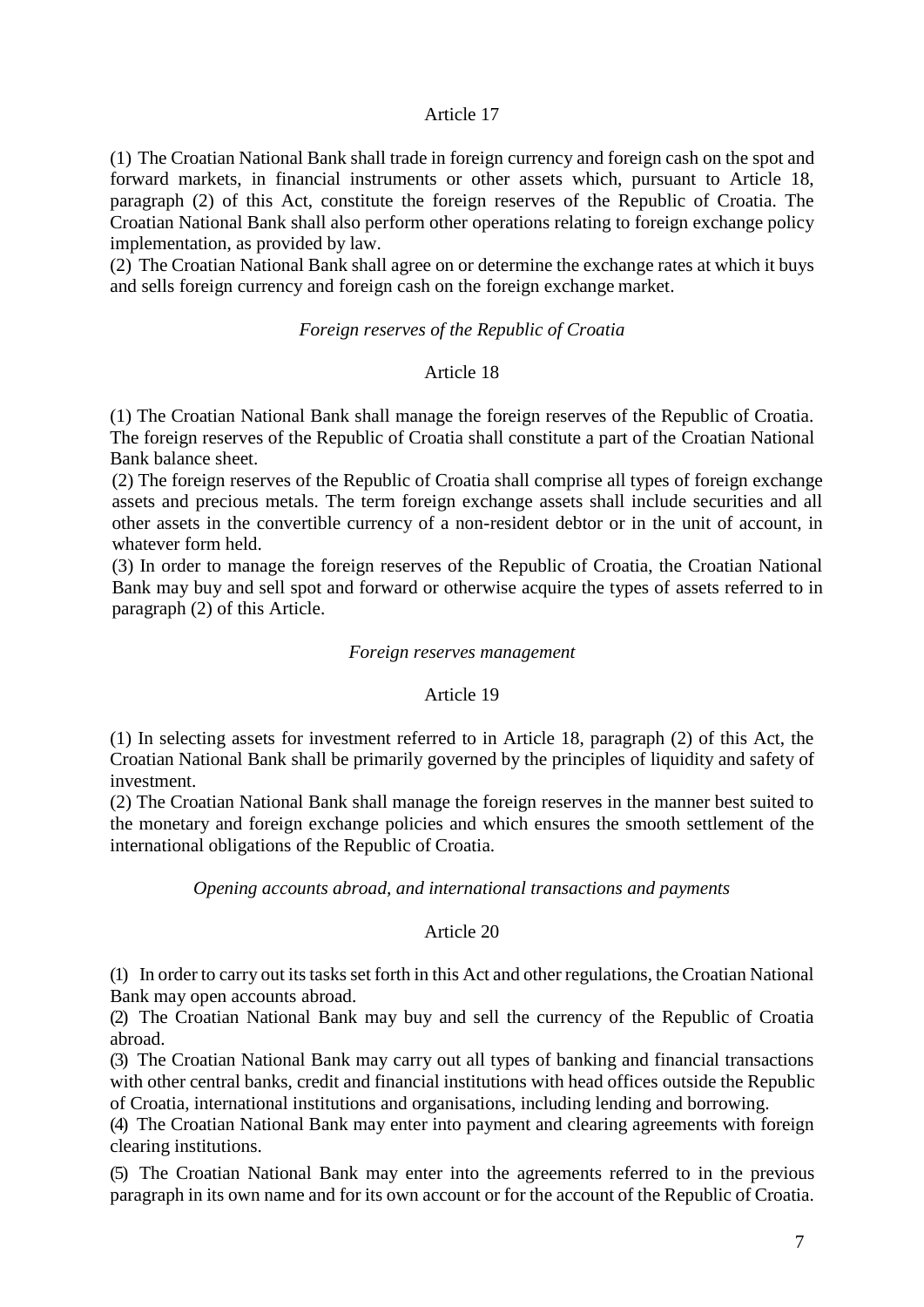Article 17

(1) The Croatian National Bank shall trade in foreign currency and foreign cash on the spot and forward markets, in financial instruments or other assets which, pursuant to Article 18, paragraph (2) of this Act, constitute the foreign reserves of the Republic of Croatia. The Croatian National Bank shall also perform other operations relating to foreign exchange policy implementation, as provided by law.

(2) The Croatian National Bank shall agree on or determine the exchange rates at which it buys and sells foreign currency and foreign cash on the foreign exchange market.

*Foreign reserves of the Republic of Croatia*

Article 18

(1) The Croatian National Bank shall manage the foreign reserves of the Republic of Croatia. The foreign reserves of the Republic of Croatia shall constitute a part of the Croatian National Bank balance sheet.

(2) The foreign reserves of the Republic of Croatia shall comprise all types of foreign exchange assets and precious metals. The term foreign exchange assets shall include securities and all other assets in the convertible currency of a non-resident debtor or in the unit of account, in whatever form held.

(3) In order to manage the foreign reserves of the Republic of Croatia, the Croatian National Bank may buy and sell spot and forward or otherwise acquire the types of assets referred to in paragraph (2) of this Article.

*Foreign reserves management*

Article 19

(1) In selecting assets for investment referred to in Article 18, paragraph (2) of this Act, the Croatian National Bank shall be primarily governed by the principles of liquidity and safety of investment.

(2) The Croatian National Bank shall manage the foreign reserves in the manner best suited to the monetary and foreign exchange policies and which ensures the smooth settlement of the international obligations of the Republic of Croatia.

*Opening accounts abroad, and international transactions and payments*

Article 20

(1) In order to carry out its tasks set forth in this Act and other regulations, the Croatian National Bank may open accounts abroad.

(2) The Croatian National Bank may buy and sell the currency of the Republic of Croatia abroad.

(3) The Croatian National Bank may carry out all types of banking and financial transactions with other central banks, credit and financial institutions with head offices outside the Republic of Croatia, international institutions and organisations, including lending and borrowing.

(4) The Croatian National Bank may enter into payment and clearing agreements with foreign clearing institutions.

(5) The Croatian National Bank may enter into the agreements referred to in the previous paragraph in its own name and for its own account or for the account of the Republic of Croatia.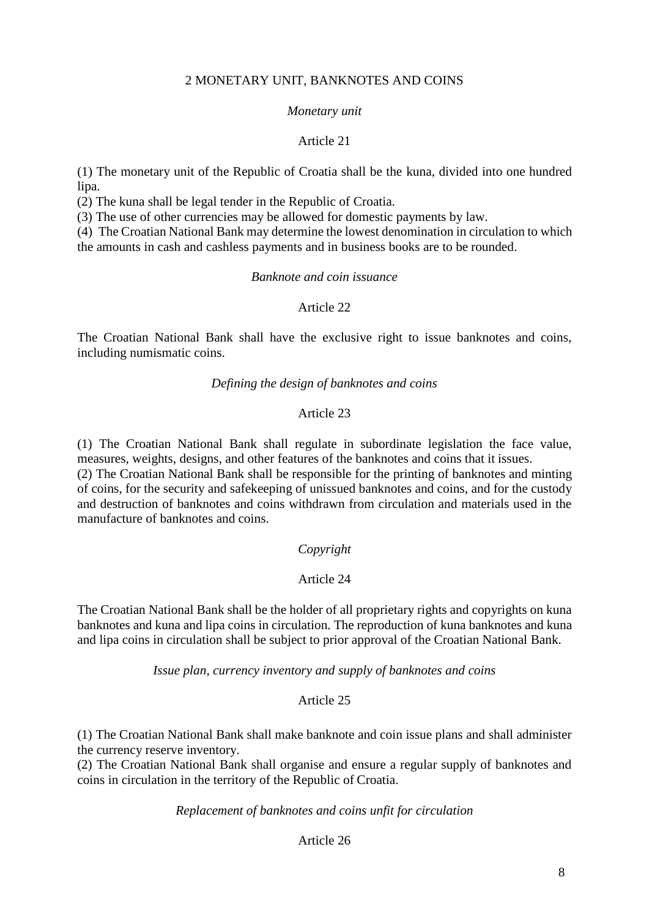## 2 MONETARY UNIT, BANKNOTES AND COINS

*Monetary unit*

Article 21

(1) The monetary unit of the Republic of Croatia shall be the kuna, divided into one hundred lipa.
(2) The kuna shall be legal tender in the Republic of Croatia.
(3) The use of other currencies may be allowed for domestic payments by law.
(4) The Croatian National Bank may determine the lowest denomination in circulation to which the amounts in cash and cashless payments and in business books are to be rounded.

*Banknote and coin issuance*

Article 22

The Croatian National Bank shall have the exclusive right to issue banknotes and coins, including numismatic coins.

*Defining the design of banknotes and coins*

Article 23

(1) The Croatian National Bank shall regulate in subordinate legislation the face value, measures, weights, designs, and other features of the banknotes and coins that it issues.
(2) The Croatian National Bank shall be responsible for the printing of banknotes and minting of coins, for the security and safekeeping of unissued banknotes and coins, and for the custody and destruction of banknotes and coins withdrawn from circulation and materials used in the manufacture of banknotes and coins.

*Copyright*

Article 24

The Croatian National Bank shall be the holder of all proprietary rights and copyrights on kuna banknotes and kuna and lipa coins in circulation. The reproduction of kuna banknotes and kuna and lipa coins in circulation shall be subject to prior approval of the Croatian National Bank.

*Issue plan, currency inventory and supply of banknotes and coins*

Article 25

(1) The Croatian National Bank shall make banknote and coin issue plans and shall administer the currency reserve inventory.
(2) The Croatian National Bank shall organise and ensure a regular supply of banknotes and coins in circulation in the territory of the Republic of Croatia.

*Replacement of banknotes and coins unfit for circulation*

Article 26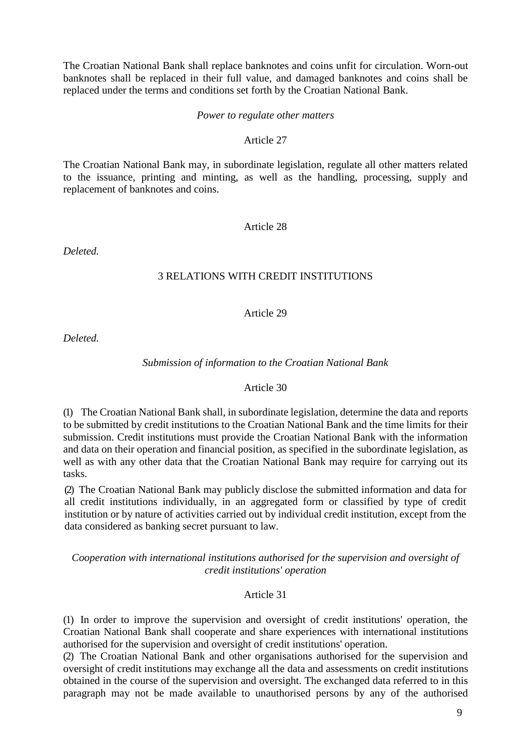The Croatian National Bank shall replace banknotes and coins unfit for circulation. Worn-out banknotes shall be replaced in their full value, and damaged banknotes and coins shall be replaced under the terms and conditions set forth by the Croatian National Bank.

*Power to regulate other matters*

Article 27

The Croatian National Bank may, in subordinate legislation, regulate all other matters related to the issuance, printing and minting, as well as the handling, processing, supply and replacement of banknotes and coins.

Article 28

*Deleted.*

## 3 RELATIONS WITH CREDIT INSTITUTIONS

Article 29

*Deleted.*

*Submission of information to the Croatian National Bank*

Article 30

(1) The Croatian National Bank shall, in subordinate legislation, determine the data and reports to be submitted by credit institutions to the Croatian National Bank and the time limits for their submission. Credit institutions must provide the Croatian National Bank with the information and data on their operation and financial position, as specified in the subordinate legislation, as well as with any other data that the Croatian National Bank may require for carrying out its tasks.

(2) The Croatian National Bank may publicly disclose the submitted information and data for all credit institutions individually, in an aggregated form or classified by type of credit institution or by nature of activities carried out by individual credit institution, except from the data considered as banking secret pursuant to law.

*Cooperation with international institutions authorised for the supervision and oversight of credit institutions' operation*

Article 31

(1) In order to improve the supervision and oversight of credit institutions' operation, the Croatian National Bank shall cooperate and share experiences with international institutions authorised for the supervision and oversight of credit institutions' operation.

(2) The Croatian National Bank and other organisations authorised for the supervision and oversight of credit institutions may exchange all the data and assessments on credit institutions obtained in the course of the supervision and oversight. The exchanged data referred to in this paragraph may not be made available to unauthorised persons by any of the authorised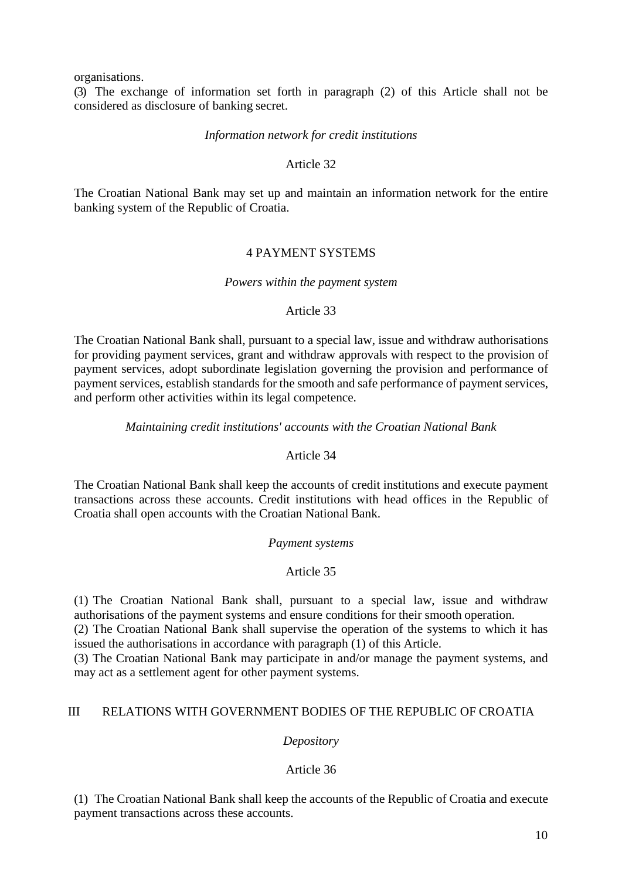organisations.

(3) The exchange of information set forth in paragraph (2) of this Article shall not be considered as disclosure of banking secret.

*Information network for credit institutions*

Article 32

The Croatian National Bank may set up and maintain an information network for the entire banking system of the Republic of Croatia.

## 4 PAYMENT SYSTEMS

*Powers within the payment system*

Article 33

The Croatian National Bank shall, pursuant to a special law, issue and withdraw authorisations for providing payment services, grant and withdraw approvals with respect to the provision of payment services, adopt subordinate legislation governing the provision and performance of payment services, establish standards for the smooth and safe performance of payment services, and perform other activities within its legal competence.

*Maintaining credit institutions' accounts with the Croatian National Bank*

Article 34

The Croatian National Bank shall keep the accounts of credit institutions and execute payment transactions across these accounts. Credit institutions with head offices in the Republic of Croatia shall open accounts with the Croatian National Bank.

*Payment systems*

Article 35

(1) The Croatian National Bank shall, pursuant to a special law, issue and withdraw authorisations of the payment systems and ensure conditions for their smooth operation.

(2) The Croatian National Bank shall supervise the operation of the systems to which it has issued the authorisations in accordance with paragraph (1) of this Article.

(3) The Croatian National Bank may participate in and/or manage the payment systems, and may act as a settlement agent for other payment systems.

# III RELATIONS WITH GOVERNMENT BODIES OF THE REPUBLIC OF CROATIA

*Depository*

Article 36

(1) The Croatian National Bank shall keep the accounts of the Republic of Croatia and execute payment transactions across these accounts.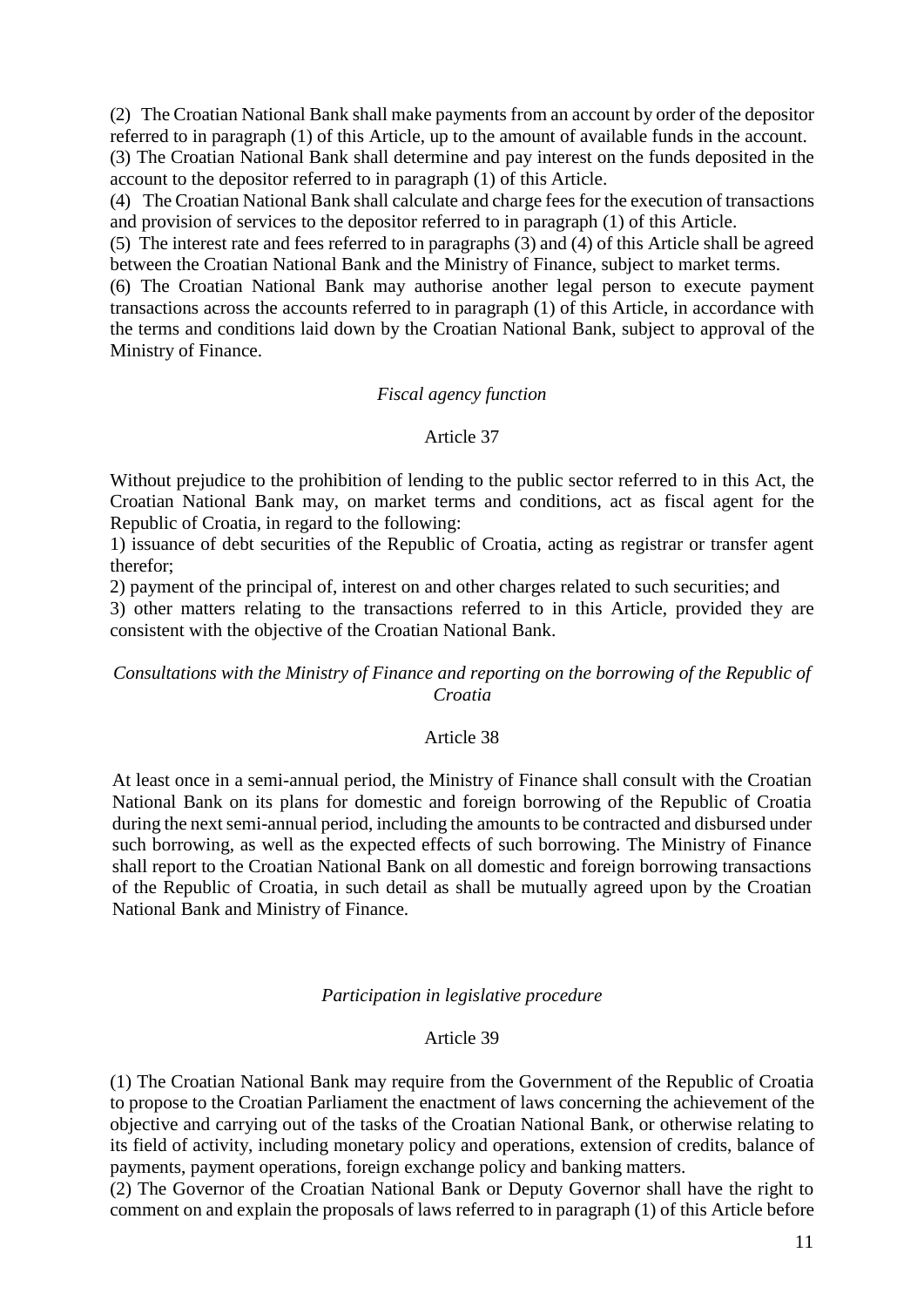(2) The Croatian National Bank shall make payments from an account by order of the depositor referred to in paragraph (1) of this Article, up to the amount of available funds in the account.

(3) The Croatian National Bank shall determine and pay interest on the funds deposited in the account to the depositor referred to in paragraph (1) of this Article.

(4) The Croatian National Bank shall calculate and charge fees for the execution of transactions and provision of services to the depositor referred to in paragraph (1) of this Article.

(5) The interest rate and fees referred to in paragraphs (3) and (4) of this Article shall be agreed between the Croatian National Bank and the Ministry of Finance, subject to market terms.

(6) The Croatian National Bank may authorise another legal person to execute payment transactions across the accounts referred to in paragraph (1) of this Article, in accordance with the terms and conditions laid down by the Croatian National Bank, subject to approval of the Ministry of Finance.

*Fiscal agency function*

Article 37

Without prejudice to the prohibition of lending to the public sector referred to in this Act, the Croatian National Bank may, on market terms and conditions, act as fiscal agent for the Republic of Croatia, in regard to the following:

1) issuance of debt securities of the Republic of Croatia, acting as registrar or transfer agent therefor;

2) payment of the principal of, interest on and other charges related to such securities; and

3) other matters relating to the transactions referred to in this Article, provided they are consistent with the objective of the Croatian National Bank.

*Consultations with the Ministry of Finance and reporting on the borrowing of the Republic of Croatia*

Article 38

At least once in a semi-annual period, the Ministry of Finance shall consult with the Croatian National Bank on its plans for domestic and foreign borrowing of the Republic of Croatia during the next semi-annual period, including the amounts to be contracted and disbursed under such borrowing, as well as the expected effects of such borrowing. The Ministry of Finance shall report to the Croatian National Bank on all domestic and foreign borrowing transactions of the Republic of Croatia, in such detail as shall be mutually agreed upon by the Croatian National Bank and Ministry of Finance.

*Participation in legislative procedure*

Article 39

(1) The Croatian National Bank may require from the Government of the Republic of Croatia to propose to the Croatian Parliament the enactment of laws concerning the achievement of the objective and carrying out of the tasks of the Croatian National Bank, or otherwise relating to its field of activity, including monetary policy and operations, extension of credits, balance of payments, payment operations, foreign exchange policy and banking matters.

(2) The Governor of the Croatian National Bank or Deputy Governor shall have the right to comment on and explain the proposals of laws referred to in paragraph (1) of this Article before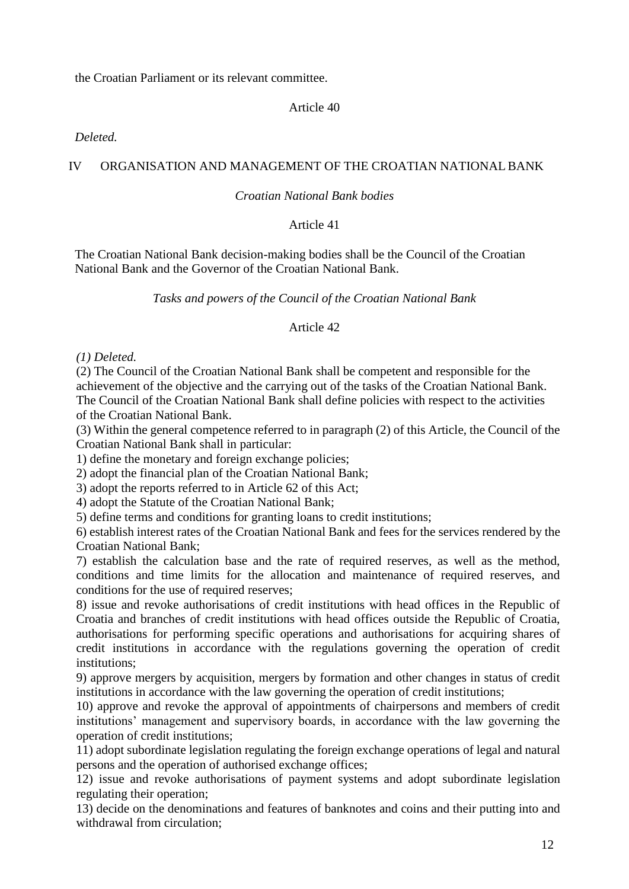the Croatian Parliament or its relevant committee.

Article 40

*Deleted.*

## IV ORGANISATION AND MANAGEMENT OF THE CROATIAN NATIONAL BANK

*Croatian National Bank bodies*

Article 41

The Croatian National Bank decision-making bodies shall be the Council of the Croatian National Bank and the Governor of the Croatian National Bank.

*Tasks and powers of the Council of the Croatian National Bank*

Article 42

*(1) Deleted.*

(2) The Council of the Croatian National Bank shall be competent and responsible for the achievement of the objective and the carrying out of the tasks of the Croatian National Bank. The Council of the Croatian National Bank shall define policies with respect to the activities of the Croatian National Bank.

(3) Within the general competence referred to in paragraph (2) of this Article, the Council of the Croatian National Bank shall in particular:

1) define the monetary and foreign exchange policies;

2) adopt the financial plan of the Croatian National Bank;

3) adopt the reports referred to in Article 62 of this Act;

4) adopt the Statute of the Croatian National Bank;

5) define terms and conditions for granting loans to credit institutions;

6) establish interest rates of the Croatian National Bank and fees for the services rendered by the Croatian National Bank;

7) establish the calculation base and the rate of required reserves, as well as the method, conditions and time limits for the allocation and maintenance of required reserves, and conditions for the use of required reserves;

8) issue and revoke authorisations of credit institutions with head offices in the Republic of Croatia and branches of credit institutions with head offices outside the Republic of Croatia, authorisations for performing specific operations and authorisations for acquiring shares of credit institutions in accordance with the regulations governing the operation of credit institutions;

9) approve mergers by acquisition, mergers by formation and other changes in status of credit institutions in accordance with the law governing the operation of credit institutions;

10) approve and revoke the approval of appointments of chairpersons and members of credit institutions' management and supervisory boards, in accordance with the law governing the operation of credit institutions;

11) adopt subordinate legislation regulating the foreign exchange operations of legal and natural persons and the operation of authorised exchange offices;

12) issue and revoke authorisations of payment systems and adopt subordinate legislation regulating their operation;

13) decide on the denominations and features of banknotes and coins and their putting into and withdrawal from circulation;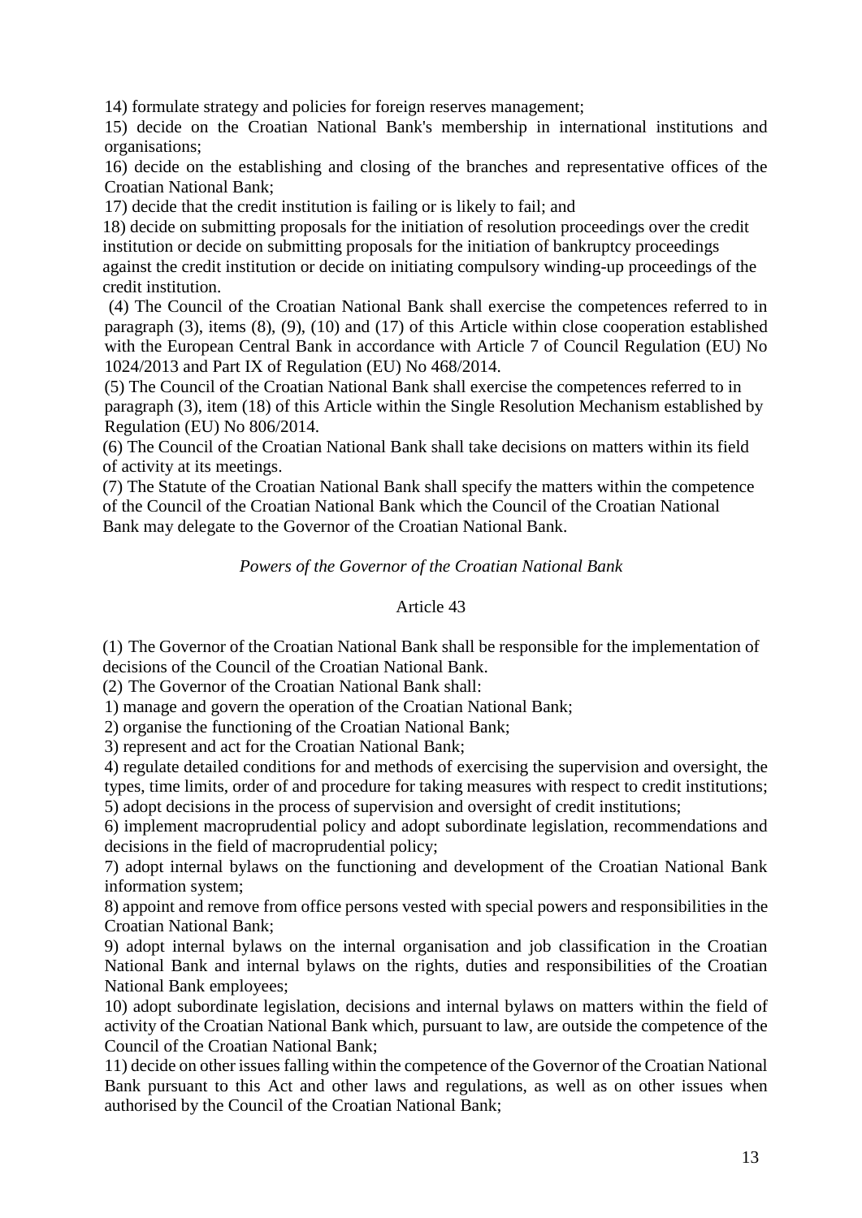14) formulate strategy and policies for foreign reserves management;

15) decide on the Croatian National Bank's membership in international institutions and organisations;

16) decide on the establishing and closing of the branches and representative offices of the Croatian National Bank;

17) decide that the credit institution is failing or is likely to fail; and

18) decide on submitting proposals for the initiation of resolution proceedings over the credit institution or decide on submitting proposals for the initiation of bankruptcy proceedings against the credit institution or decide on initiating compulsory winding-up proceedings of the credit institution.

(4) The Council of the Croatian National Bank shall exercise the competences referred to in paragraph (3), items (8), (9), (10) and (17) of this Article within close cooperation established with the European Central Bank in accordance with Article 7 of Council Regulation (EU) No 1024/2013 and Part IX of Regulation (EU) No 468/2014.

(5) The Council of the Croatian National Bank shall exercise the competences referred to in paragraph (3), item (18) of this Article within the Single Resolution Mechanism established by Regulation (EU) No 806/2014.

(6) The Council of the Croatian National Bank shall take decisions on matters within its field of activity at its meetings.

(7) The Statute of the Croatian National Bank shall specify the matters within the competence of the Council of the Croatian National Bank which the Council of the Croatian National Bank may delegate to the Governor of the Croatian National Bank.

*Powers of the Governor of the Croatian National Bank*

Article 43

(1) The Governor of the Croatian National Bank shall be responsible for the implementation of decisions of the Council of the Croatian National Bank.

(2) The Governor of the Croatian National Bank shall:

1) manage and govern the operation of the Croatian National Bank;

2) organise the functioning of the Croatian National Bank;

3) represent and act for the Croatian National Bank;

4) regulate detailed conditions for and methods of exercising the supervision and oversight, the types, time limits, order of and procedure for taking measures with respect to credit institutions;

5) adopt decisions in the process of supervision and oversight of credit institutions;

6) implement macroprudential policy and adopt subordinate legislation, recommendations and decisions in the field of macroprudential policy;

7) adopt internal bylaws on the functioning and development of the Croatian National Bank information system;

8) appoint and remove from office persons vested with special powers and responsibilities in the Croatian National Bank;

9) adopt internal bylaws on the internal organisation and job classification in the Croatian National Bank and internal bylaws on the rights, duties and responsibilities of the Croatian National Bank employees;

10) adopt subordinate legislation, decisions and internal bylaws on matters within the field of activity of the Croatian National Bank which, pursuant to law, are outside the competence of the Council of the Croatian National Bank;

11) decide on other issues falling within the competence of the Governor of the Croatian National Bank pursuant to this Act and other laws and regulations, as well as on other issues when authorised by the Council of the Croatian National Bank;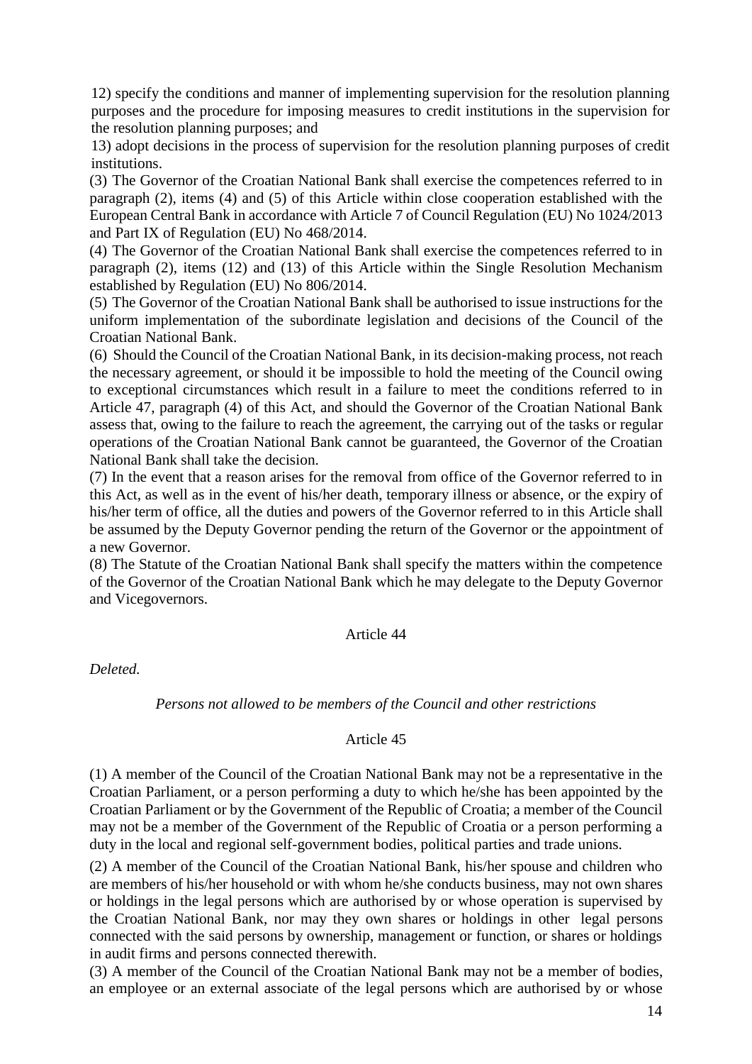12) specify the conditions and manner of implementing supervision for the resolution planning purposes and the procedure for imposing measures to credit institutions in the supervision for the resolution planning purposes; and

13) adopt decisions in the process of supervision for the resolution planning purposes of credit institutions.

(3) The Governor of the Croatian National Bank shall exercise the competences referred to in paragraph (2), items (4) and (5) of this Article within close cooperation established with the European Central Bank in accordance with Article 7 of Council Regulation (EU) No 1024/2013 and Part IX of Regulation (EU) No 468/2014.

(4) The Governor of the Croatian National Bank shall exercise the competences referred to in paragraph (2), items (12) and (13) of this Article within the Single Resolution Mechanism established by Regulation (EU) No 806/2014.

(5) The Governor of the Croatian National Bank shall be authorised to issue instructions for the uniform implementation of the subordinate legislation and decisions of the Council of the Croatian National Bank.

(6) Should the Council of the Croatian National Bank, in its decision-making process, not reach the necessary agreement, or should it be impossible to hold the meeting of the Council owing to exceptional circumstances which result in a failure to meet the conditions referred to in Article 47, paragraph (4) of this Act, and should the Governor of the Croatian National Bank assess that, owing to the failure to reach the agreement, the carrying out of the tasks or regular operations of the Croatian National Bank cannot be guaranteed, the Governor of the Croatian National Bank shall take the decision.

(7) In the event that a reason arises for the removal from office of the Governor referred to in this Act, as well as in the event of his/her death, temporary illness or absence, or the expiry of his/her term of office, all the duties and powers of the Governor referred to in this Article shall be assumed by the Deputy Governor pending the return of the Governor or the appointment of a new Governor.

(8) The Statute of the Croatian National Bank shall specify the matters within the competence of the Governor of the Croatian National Bank which he may delegate to the Deputy Governor and Vicegovernors.

Article 44

*Deleted.*

*Persons not allowed to be members of the Council and other restrictions*

Article 45

(1) A member of the Council of the Croatian National Bank may not be a representative in the Croatian Parliament, or a person performing a duty to which he/she has been appointed by the Croatian Parliament or by the Government of the Republic of Croatia; a member of the Council may not be a member of the Government of the Republic of Croatia or a person performing a duty in the local and regional self-government bodies, political parties and trade unions.

(2) A member of the Council of the Croatian National Bank, his/her spouse and children who are members of his/her household or with whom he/she conducts business, may not own shares or holdings in the legal persons which are authorised by or whose operation is supervised by the Croatian National Bank, nor may they own shares or holdings in other legal persons connected with the said persons by ownership, management or function, or shares or holdings in audit firms and persons connected therewith.

(3) A member of the Council of the Croatian National Bank may not be a member of bodies, an employee or an external associate of the legal persons which are authorised by or whose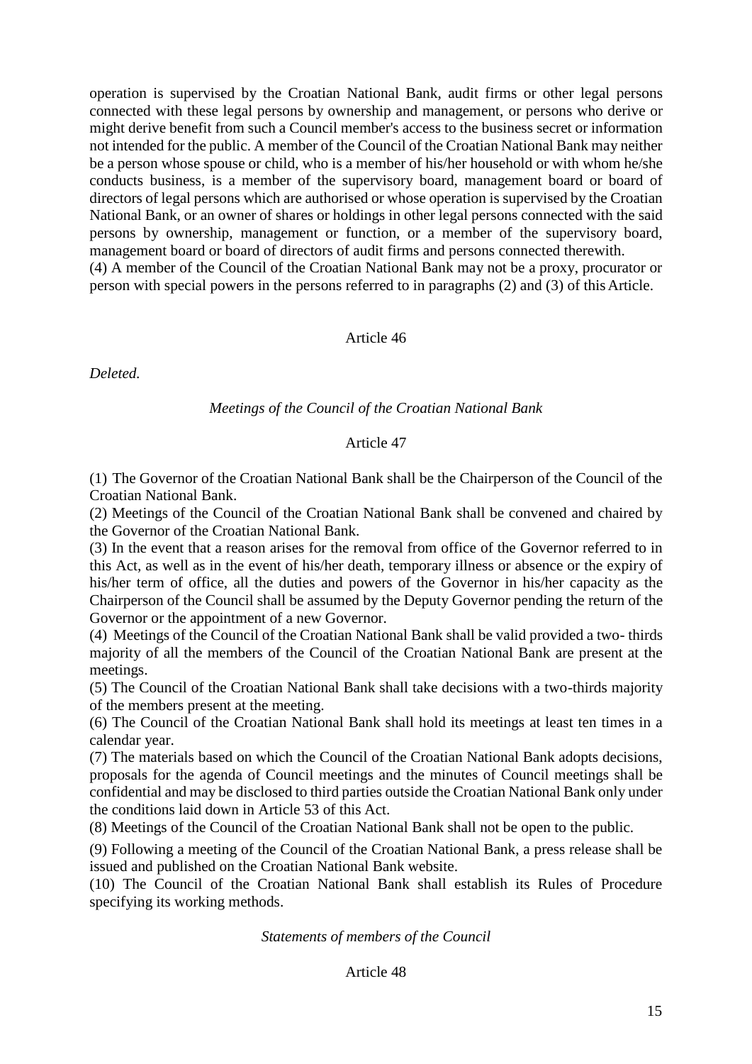operation is supervised by the Croatian National Bank, audit firms or other legal persons connected with these legal persons by ownership and management, or persons who derive or might derive benefit from such a Council member's access to the business secret or information not intended for the public. A member of the Council of the Croatian National Bank may neither be a person whose spouse or child, who is a member of his/her household or with whom he/she conducts business, is a member of the supervisory board, management board or board of directors of legal persons which are authorised or whose operation is supervised by the Croatian National Bank, or an owner of shares or holdings in other legal persons connected with the said persons by ownership, management or function, or a member of the supervisory board, management board or board of directors of audit firms and persons connected therewith.
(4) A member of the Council of the Croatian National Bank may not be a proxy, procurator or person with special powers in the persons referred to in paragraphs (2) and (3) of this Article.

Article 46

*Deleted.*

*Meetings of the Council of the Croatian National Bank*

Article 47

(1) The Governor of the Croatian National Bank shall be the Chairperson of the Council of the Croatian National Bank.
(2) Meetings of the Council of the Croatian National Bank shall be convened and chaired by the Governor of the Croatian National Bank.
(3) In the event that a reason arises for the removal from office of the Governor referred to in this Act, as well as in the event of his/her death, temporary illness or absence or the expiry of his/her term of office, all the duties and powers of the Governor in his/her capacity as the Chairperson of the Council shall be assumed by the Deputy Governor pending the return of the Governor or the appointment of a new Governor.
(4) Meetings of the Council of the Croatian National Bank shall be valid provided a two- thirds majority of all the members of the Council of the Croatian National Bank are present at the meetings.
(5) The Council of the Croatian National Bank shall take decisions with a two-thirds majority of the members present at the meeting.
(6) The Council of the Croatian National Bank shall hold its meetings at least ten times in a calendar year.
(7) The materials based on which the Council of the Croatian National Bank adopts decisions, proposals for the agenda of Council meetings and the minutes of Council meetings shall be confidential and may be disclosed to third parties outside the Croatian National Bank only under the conditions laid down in Article 53 of this Act.
(8) Meetings of the Council of the Croatian National Bank shall not be open to the public.
(9) Following a meeting of the Council of the Croatian National Bank, a press release shall be issued and published on the Croatian National Bank website.
(10) The Council of the Croatian National Bank shall establish its Rules of Procedure specifying its working methods.

*Statements of members of the Council*

Article 48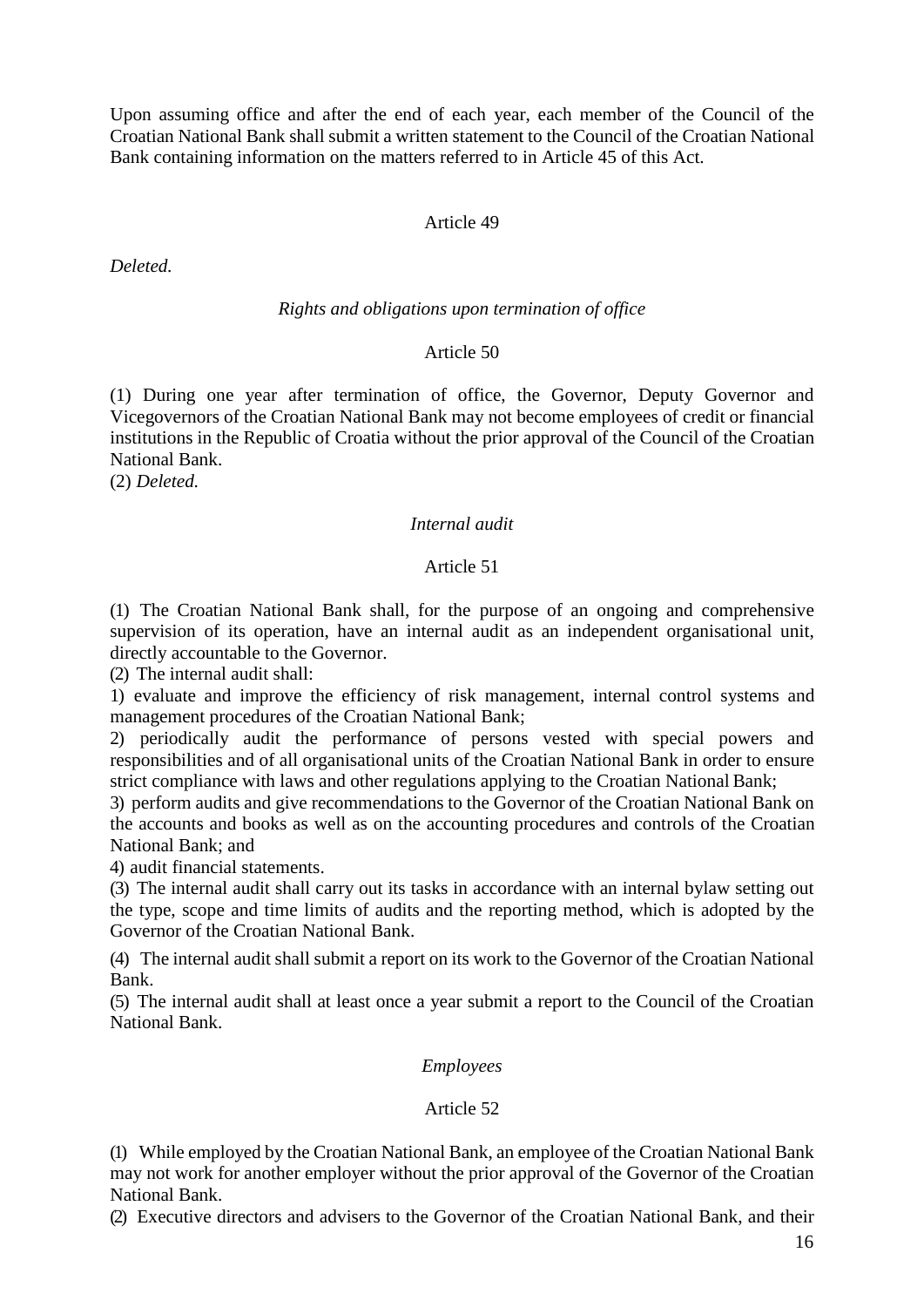Upon assuming office and after the end of each year, each member of the Council of the Croatian National Bank shall submit a written statement to the Council of the Croatian National Bank containing information on the matters referred to in Article 45 of this Act.

Article 49

*Deleted.*

*Rights and obligations upon termination of office*

Article 50

(1) During one year after termination of office, the Governor, Deputy Governor and Vicegovernors of the Croatian National Bank may not become employees of credit or financial institutions in the Republic of Croatia without the prior approval of the Council of the Croatian National Bank.
(2) *Deleted.*

*Internal audit*

Article 51

(1) The Croatian National Bank shall, for the purpose of an ongoing and comprehensive supervision of its operation, have an internal audit as an independent organisational unit, directly accountable to the Governor.
(2) The internal audit shall:
1) evaluate and improve the efficiency of risk management, internal control systems and management procedures of the Croatian National Bank;
2) periodically audit the performance of persons vested with special powers and responsibilities and of all organisational units of the Croatian National Bank in order to ensure strict compliance with laws and other regulations applying to the Croatian National Bank;
3) perform audits and give recommendations to the Governor of the Croatian National Bank on the accounts and books as well as on the accounting procedures and controls of the Croatian National Bank; and
4) audit financial statements.
(3) The internal audit shall carry out its tasks in accordance with an internal bylaw setting out the type, scope and time limits of audits and the reporting method, which is adopted by the Governor of the Croatian National Bank.
(4) The internal audit shall submit a report on its work to the Governor of the Croatian National Bank.
(5) The internal audit shall at least once a year submit a report to the Council of the Croatian National Bank.

*Employees*

Article 52

(1) While employed by the Croatian National Bank, an employee of the Croatian National Bank may not work for another employer without the prior approval of the Governor of the Croatian National Bank.
(2) Executive directors and advisers to the Governor of the Croatian National Bank, and their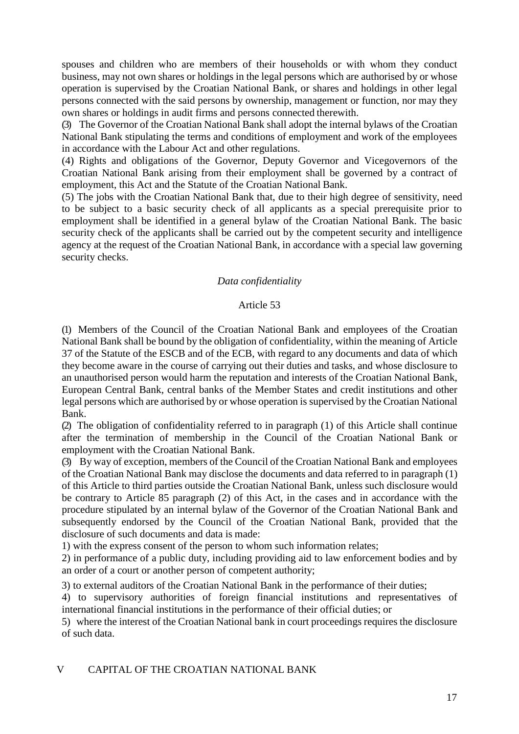spouses and children who are members of their households or with whom they conduct business, may not own shares or holdings in the legal persons which are authorised by or whose operation is supervised by the Croatian National Bank, or shares and holdings in other legal persons connected with the said persons by ownership, management or function, nor may they own shares or holdings in audit firms and persons connected therewith.

(3) The Governor of the Croatian National Bank shall adopt the internal bylaws of the Croatian National Bank stipulating the terms and conditions of employment and work of the employees in accordance with the Labour Act and other regulations.

(4) Rights and obligations of the Governor, Deputy Governor and Vicegovernors of the Croatian National Bank arising from their employment shall be governed by a contract of employment, this Act and the Statute of the Croatian National Bank.

(5) The jobs with the Croatian National Bank that, due to their high degree of sensitivity, need to be subject to a basic security check of all applicants as a special prerequisite prior to employment shall be identified in a general bylaw of the Croatian National Bank. The basic security check of the applicants shall be carried out by the competent security and intelligence agency at the request of the Croatian National Bank, in accordance with a special law governing security checks.

*Data confidentiality*

Article 53

(1) Members of the Council of the Croatian National Bank and employees of the Croatian National Bank shall be bound by the obligation of confidentiality, within the meaning of Article 37 of the Statute of the ESCB and of the ECB, with regard to any documents and data of which they become aware in the course of carrying out their duties and tasks, and whose disclosure to an unauthorised person would harm the reputation and interests of the Croatian National Bank, European Central Bank, central banks of the Member States and credit institutions and other legal persons which are authorised by or whose operation is supervised by the Croatian National Bank.

(2) The obligation of confidentiality referred to in paragraph (1) of this Article shall continue after the termination of membership in the Council of the Croatian National Bank or employment with the Croatian National Bank.

(3) By way of exception, members of the Council of the Croatian National Bank and employees of the Croatian National Bank may disclose the documents and data referred to in paragraph (1) of this Article to third parties outside the Croatian National Bank, unless such disclosure would be contrary to Article 85 paragraph (2) of this Act, in the cases and in accordance with the procedure stipulated by an internal bylaw of the Governor of the Croatian National Bank and subsequently endorsed by the Council of the Croatian National Bank, provided that the disclosure of such documents and data is made:

1) with the express consent of the person to whom such information relates;

2) in performance of a public duty, including providing aid to law enforcement bodies and by an order of a court or another person of competent authority;

3) to external auditors of the Croatian National Bank in the performance of their duties;

4) to supervisory authorities of foreign financial institutions and representatives of international financial institutions in the performance of their official duties; or

5) where the interest of the Croatian National bank in court proceedings requires the disclosure of such data.

## V CAPITAL OF THE CROATIAN NATIONAL BANK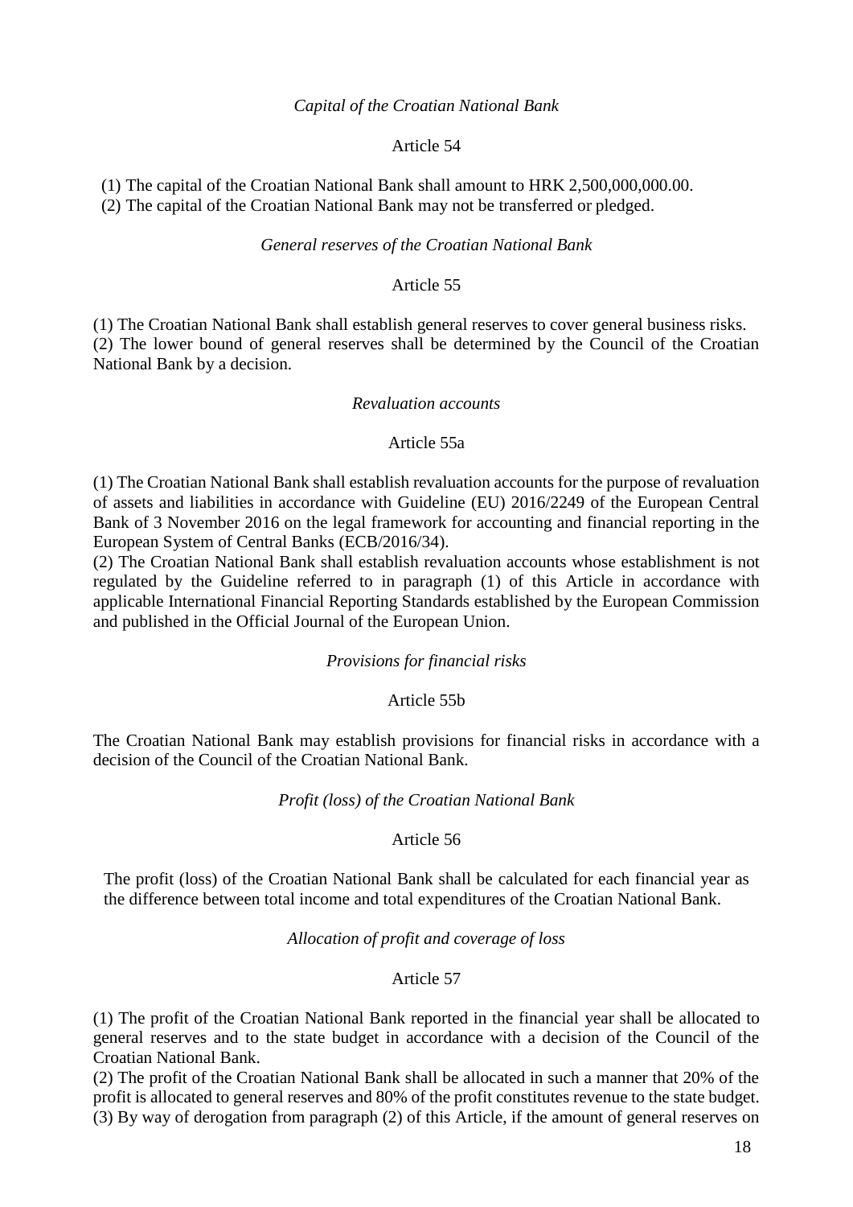*Capital of the Croatian National Bank*

Article 54

(1) The capital of the Croatian National Bank shall amount to HRK 2,500,000,000.00.
(2) The capital of the Croatian National Bank may not be transferred or pledged.

*General reserves of the Croatian National Bank*

Article 55

(1) The Croatian National Bank shall establish general reserves to cover general business risks.
(2) The lower bound of general reserves shall be determined by the Council of the Croatian National Bank by a decision.

*Revaluation accounts*

Article 55a

(1) The Croatian National Bank shall establish revaluation accounts for the purpose of revaluation of assets and liabilities in accordance with Guideline (EU) 2016/2249 of the European Central Bank of 3 November 2016 on the legal framework for accounting and financial reporting in the European System of Central Banks (ECB/2016/34).
(2) The Croatian National Bank shall establish revaluation accounts whose establishment is not regulated by the Guideline referred to in paragraph (1) of this Article in accordance with applicable International Financial Reporting Standards established by the European Commission and published in the Official Journal of the European Union.

*Provisions for financial risks*

Article 55b

The Croatian National Bank may establish provisions for financial risks in accordance with a decision of the Council of the Croatian National Bank.

*Profit (loss) of the Croatian National Bank*

Article 56

The profit (loss) of the Croatian National Bank shall be calculated for each financial year as the difference between total income and total expenditures of the Croatian National Bank.

*Allocation of profit and coverage of loss*

Article 57

(1) The profit of the Croatian National Bank reported in the financial year shall be allocated to general reserves and to the state budget in accordance with a decision of the Council of the Croatian National Bank.
(2) The profit of the Croatian National Bank shall be allocated in such a manner that 20% of the profit is allocated to general reserves and 80% of the profit constitutes revenue to the state budget.
(3) By way of derogation from paragraph (2) of this Article, if the amount of general reserves on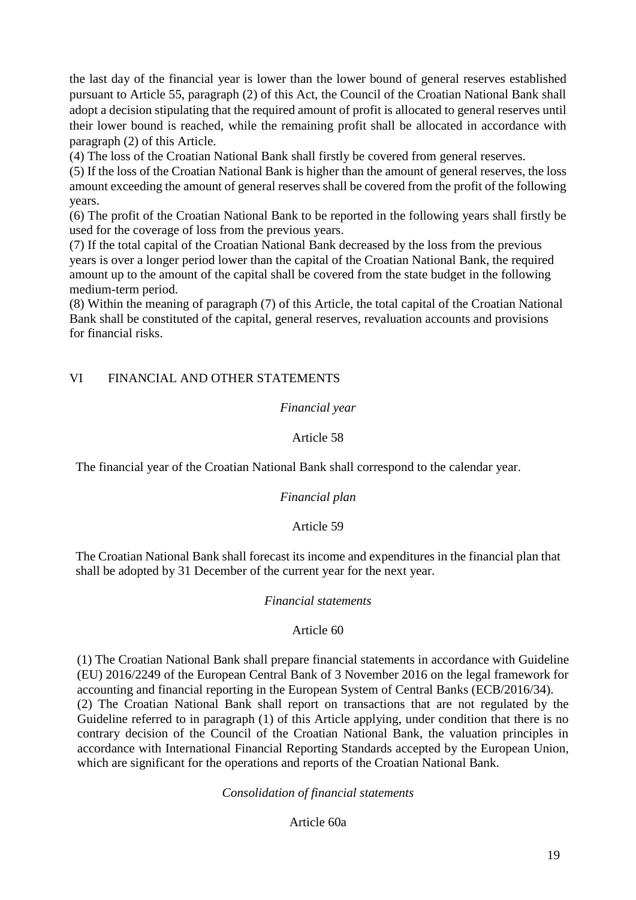the last day of the financial year is lower than the lower bound of general reserves established pursuant to Article 55, paragraph (2) of this Act, the Council of the Croatian National Bank shall adopt a decision stipulating that the required amount of profit is allocated to general reserves until their lower bound is reached, while the remaining profit shall be allocated in accordance with paragraph (2) of this Article.

(4) The loss of the Croatian National Bank shall firstly be covered from general reserves.

(5) If the loss of the Croatian National Bank is higher than the amount of general reserves, the loss amount exceeding the amount of general reserves shall be covered from the profit of the following years.

(6) The profit of the Croatian National Bank to be reported in the following years shall firstly be used for the coverage of loss from the previous years.

(7) If the total capital of the Croatian National Bank decreased by the loss from the previous years is over a longer period lower than the capital of the Croatian National Bank, the required amount up to the amount of the capital shall be covered from the state budget in the following medium-term period.

(8) Within the meaning of paragraph (7) of this Article, the total capital of the Croatian National Bank shall be constituted of the capital, general reserves, revaluation accounts and provisions for financial risks.

## VI FINANCIAL AND OTHER STATEMENTS

*Financial year*

Article 58

The financial year of the Croatian National Bank shall correspond to the calendar year.

*Financial plan*

Article 59

The Croatian National Bank shall forecast its income and expenditures in the financial plan that shall be adopted by 31 December of the current year for the next year.

*Financial statements*

Article 60

(1) The Croatian National Bank shall prepare financial statements in accordance with Guideline (EU) 2016/2249 of the European Central Bank of 3 November 2016 on the legal framework for accounting and financial reporting in the European System of Central Banks (ECB/2016/34).

(2) The Croatian National Bank shall report on transactions that are not regulated by the Guideline referred to in paragraph (1) of this Article applying, under condition that there is no contrary decision of the Council of the Croatian National Bank, the valuation principles in accordance with International Financial Reporting Standards accepted by the European Union, which are significant for the operations and reports of the Croatian National Bank.

*Consolidation of financial statements*

Article 60a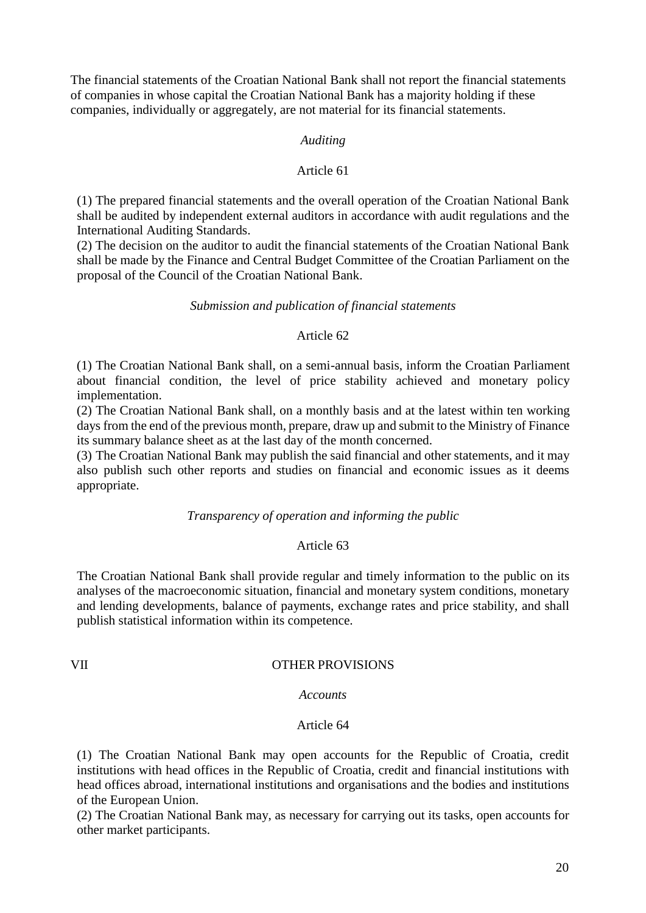The financial statements of the Croatian National Bank shall not report the financial statements of companies in whose capital the Croatian National Bank has a majority holding if these companies, individually or aggregately, are not material for its financial statements.

*Auditing*

Article 61

(1) The prepared financial statements and the overall operation of the Croatian National Bank shall be audited by independent external auditors in accordance with audit regulations and the International Auditing Standards.
(2) The decision on the auditor to audit the financial statements of the Croatian National Bank shall be made by the Finance and Central Budget Committee of the Croatian Parliament on the proposal of the Council of the Croatian National Bank.

*Submission and publication of financial statements*

Article 62

(1) The Croatian National Bank shall, on a semi-annual basis, inform the Croatian Parliament about financial condition, the level of price stability achieved and monetary policy implementation.
(2) The Croatian National Bank shall, on a monthly basis and at the latest within ten working days from the end of the previous month, prepare, draw up and submit to the Ministry of Finance its summary balance sheet as at the last day of the month concerned.
(3) The Croatian National Bank may publish the said financial and other statements, and it may also publish such other reports and studies on financial and economic issues as it deems appropriate.

*Transparency of operation and informing the public*

Article 63

The Croatian National Bank shall provide regular and timely information to the public on its analyses of the macroeconomic situation, financial and monetary system conditions, monetary and lending developments, balance of payments, exchange rates and price stability, and shall publish statistical information within its competence.

## VII OTHER PROVISIONS

*Accounts*

Article 64

(1) The Croatian National Bank may open accounts for the Republic of Croatia, credit institutions with head offices in the Republic of Croatia, credit and financial institutions with head offices abroad, international institutions and organisations and the bodies and institutions of the European Union.
(2) The Croatian National Bank may, as necessary for carrying out its tasks, open accounts for other market participants.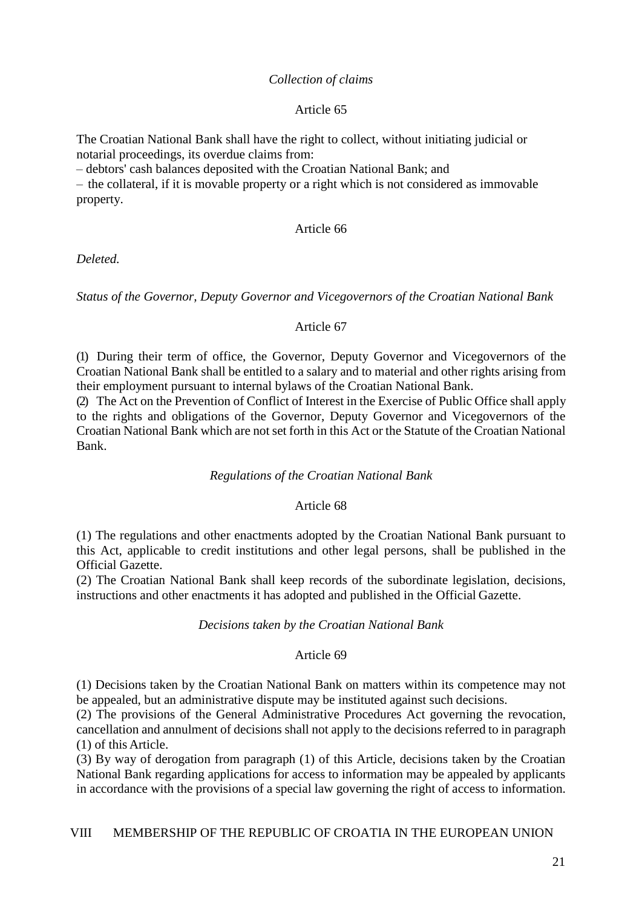*Collection of claims*

Article 65

The Croatian National Bank shall have the right to collect, without initiating judicial or notarial proceedings, its overdue claims from:

– debtors' cash balances deposited with the Croatian National Bank; and

– the collateral, if it is movable property or a right which is not considered as immovable property.

Article 66

*Deleted.*

*Status of the Governor, Deputy Governor and Vicegovernors of the Croatian National Bank*

Article 67

(1) During their term of office, the Governor, Deputy Governor and Vicegovernors of the Croatian National Bank shall be entitled to a salary and to material and other rights arising from their employment pursuant to internal bylaws of the Croatian National Bank.

(2) The Act on the Prevention of Conflict of Interest in the Exercise of Public Office shall apply to the rights and obligations of the Governor, Deputy Governor and Vicegovernors of the Croatian National Bank which are not set forth in this Act or the Statute of the Croatian National Bank.

*Regulations of the Croatian National Bank*

Article 68

(1) The regulations and other enactments adopted by the Croatian National Bank pursuant to this Act, applicable to credit institutions and other legal persons, shall be published in the Official Gazette.

(2) The Croatian National Bank shall keep records of the subordinate legislation, decisions, instructions and other enactments it has adopted and published in the Official Gazette.

*Decisions taken by the Croatian National Bank*

Article 69

(1) Decisions taken by the Croatian National Bank on matters within its competence may not be appealed, but an administrative dispute may be instituted against such decisions.

(2) The provisions of the General Administrative Procedures Act governing the revocation, cancellation and annulment of decisions shall not apply to the decisions referred to in paragraph (1) of this Article.

(3) By way of derogation from paragraph (1) of this Article, decisions taken by the Croatian National Bank regarding applications for access to information may be appealed by applicants in accordance with the provisions of a special law governing the right of access to information.

## VIII MEMBERSHIP OF THE REPUBLIC OF CROATIA IN THE EUROPEAN UNION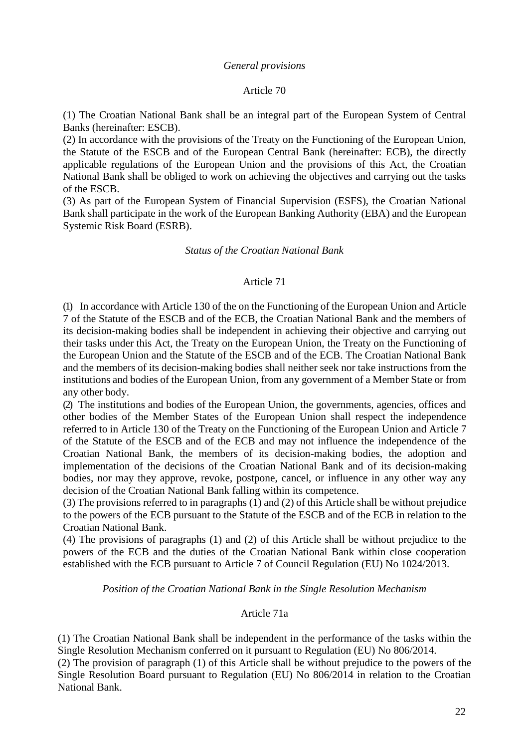*General provisions*

Article 70

(1) The Croatian National Bank shall be an integral part of the European System of Central Banks (hereinafter: ESCB).
(2) In accordance with the provisions of the Treaty on the Functioning of the European Union, the Statute of the ESCB and of the European Central Bank (hereinafter: ECB), the directly applicable regulations of the European Union and the provisions of this Act, the Croatian National Bank shall be obliged to work on achieving the objectives and carrying out the tasks of the ESCB.
(3) As part of the European System of Financial Supervision (ESFS), the Croatian National Bank shall participate in the work of the European Banking Authority (EBA) and the European Systemic Risk Board (ESRB).

*Status of the Croatian National Bank*

Article 71

(1) In accordance with Article 130 of the on the Functioning of the European Union and Article 7 of the Statute of the ESCB and of the ECB, the Croatian National Bank and the members of its decision-making bodies shall be independent in achieving their objective and carrying out their tasks under this Act, the Treaty on the European Union, the Treaty on the Functioning of the European Union and the Statute of the ESCB and of the ECB. The Croatian National Bank and the members of its decision-making bodies shall neither seek nor take instructions from the institutions and bodies of the European Union, from any government of a Member State or from any other body.
(2) The institutions and bodies of the European Union, the governments, agencies, offices and other bodies of the Member States of the European Union shall respect the independence referred to in Article 130 of the Treaty on the Functioning of the European Union and Article 7 of the Statute of the ESCB and of the ECB and may not influence the independence of the Croatian National Bank, the members of its decision-making bodies, the adoption and implementation of the decisions of the Croatian National Bank and of its decision-making bodies, nor may they approve, revoke, postpone, cancel, or influence in any other way any decision of the Croatian National Bank falling within its competence.
(3) The provisions referred to in paragraphs (1) and (2) of this Article shall be without prejudice to the powers of the ECB pursuant to the Statute of the ESCB and of the ECB in relation to the Croatian National Bank.
(4) The provisions of paragraphs (1) and (2) of this Article shall be without prejudice to the powers of the ECB and the duties of the Croatian National Bank within close cooperation established with the ECB pursuant to Article 7 of Council Regulation (EU) No 1024/2013.

*Position of the Croatian National Bank in the Single Resolution Mechanism*

Article 71a

(1) The Croatian National Bank shall be independent in the performance of the tasks within the Single Resolution Mechanism conferred on it pursuant to Regulation (EU) No 806/2014.
(2) The provision of paragraph (1) of this Article shall be without prejudice to the powers of the Single Resolution Board pursuant to Regulation (EU) No 806/2014 in relation to the Croatian National Bank.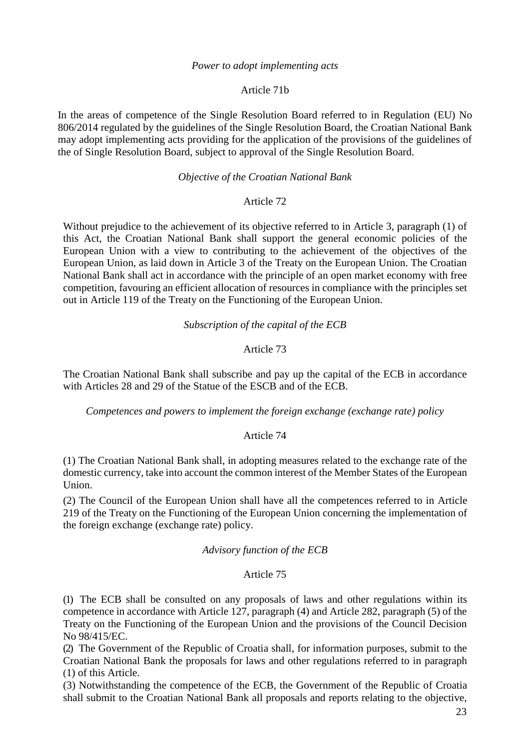*Power to adopt implementing acts*

Article 71b

In the areas of competence of the Single Resolution Board referred to in Regulation (EU) No 806/2014 regulated by the guidelines of the Single Resolution Board, the Croatian National Bank may adopt implementing acts providing for the application of the provisions of the guidelines of the of Single Resolution Board, subject to approval of the Single Resolution Board.

*Objective of the Croatian National Bank*

Article 72

Without prejudice to the achievement of its objective referred to in Article 3, paragraph (1) of this Act, the Croatian National Bank shall support the general economic policies of the European Union with a view to contributing to the achievement of the objectives of the European Union, as laid down in Article 3 of the Treaty on the European Union. The Croatian National Bank shall act in accordance with the principle of an open market economy with free competition, favouring an efficient allocation of resources in compliance with the principles set out in Article 119 of the Treaty on the Functioning of the European Union.

*Subscription of the capital of the ECB*

Article 73

The Croatian National Bank shall subscribe and pay up the capital of the ECB in accordance with Articles 28 and 29 of the Statue of the ESCB and of the ECB.

*Competences and powers to implement the foreign exchange (exchange rate) policy*

Article 74

(1) The Croatian National Bank shall, in adopting measures related to the exchange rate of the domestic currency, take into account the common interest of the Member States of the European Union.

(2) The Council of the European Union shall have all the competences referred to in Article 219 of the Treaty on the Functioning of the European Union concerning the implementation of the foreign exchange (exchange rate) policy.

*Advisory function of the ECB*

Article 75

(1) The ECB shall be consulted on any proposals of laws and other regulations within its competence in accordance with Article 127, paragraph (4) and Article 282, paragraph (5) of the Treaty on the Functioning of the European Union and the provisions of the Council Decision No 98/415/EC.

(2) The Government of the Republic of Croatia shall, for information purposes, submit to the Croatian National Bank the proposals for laws and other regulations referred to in paragraph (1) of this Article.

(3) Notwithstanding the competence of the ECB, the Government of the Republic of Croatia shall submit to the Croatian National Bank all proposals and reports relating to the objective,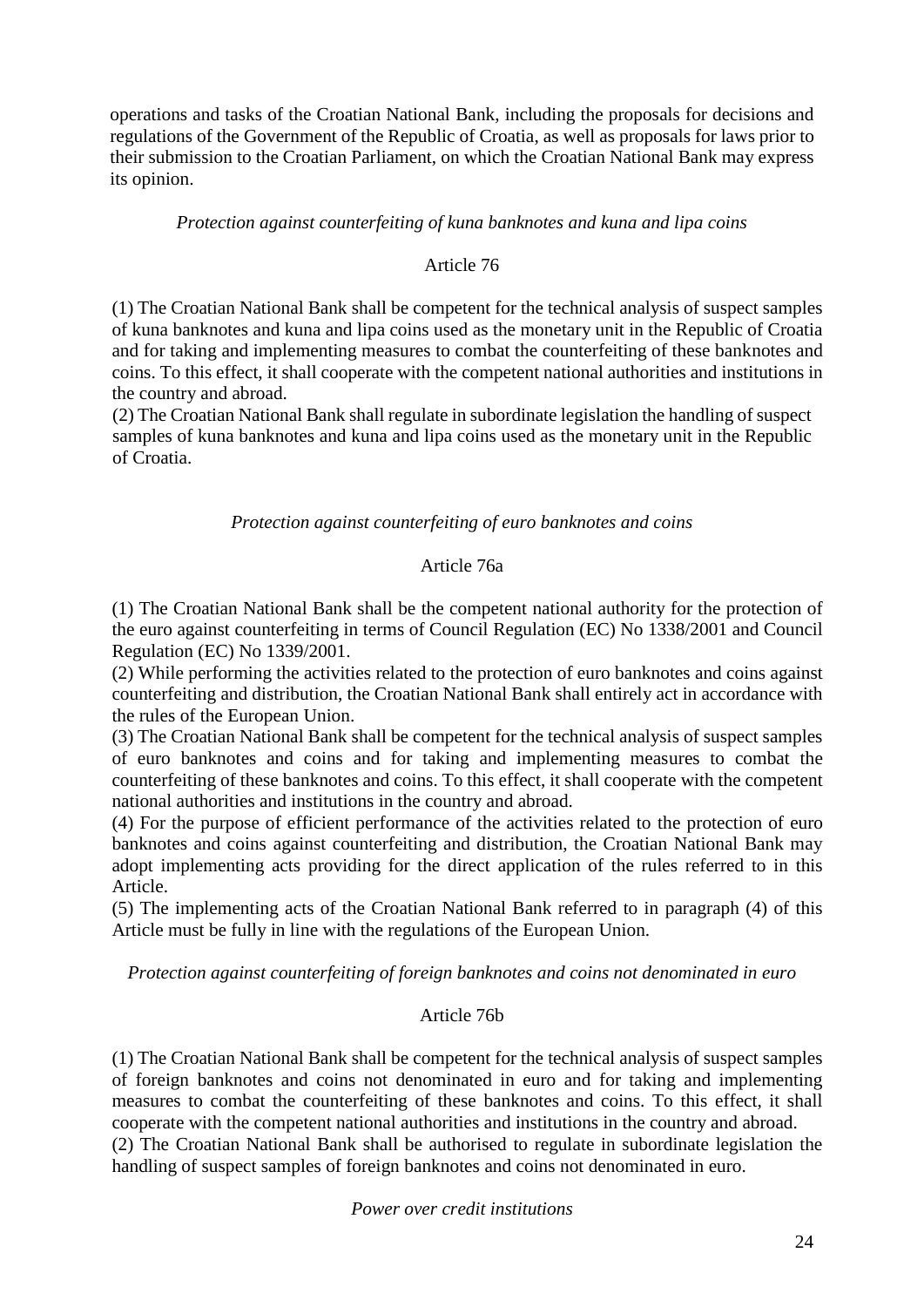operations and tasks of the Croatian National Bank, including the proposals for decisions and regulations of the Government of the Republic of Croatia, as well as proposals for laws prior to their submission to the Croatian Parliament, on which the Croatian National Bank may express its opinion.

*Protection against counterfeiting of kuna banknotes and kuna and lipa coins*

Article 76

(1) The Croatian National Bank shall be competent for the technical analysis of suspect samples of kuna banknotes and kuna and lipa coins used as the monetary unit in the Republic of Croatia and for taking and implementing measures to combat the counterfeiting of these banknotes and coins. To this effect, it shall cooperate with the competent national authorities and institutions in the country and abroad.
(2) The Croatian National Bank shall regulate in subordinate legislation the handling of suspect samples of kuna banknotes and kuna and lipa coins used as the monetary unit in the Republic of Croatia.

*Protection against counterfeiting of euro banknotes and coins*

Article 76a

(1) The Croatian National Bank shall be the competent national authority for the protection of the euro against counterfeiting in terms of Council Regulation (EC) No 1338/2001 and Council Regulation (EC) No 1339/2001.
(2) While performing the activities related to the protection of euro banknotes and coins against counterfeiting and distribution, the Croatian National Bank shall entirely act in accordance with the rules of the European Union.
(3) The Croatian National Bank shall be competent for the technical analysis of suspect samples of euro banknotes and coins and for taking and implementing measures to combat the counterfeiting of these banknotes and coins. To this effect, it shall cooperate with the competent national authorities and institutions in the country and abroad.
(4) For the purpose of efficient performance of the activities related to the protection of euro banknotes and coins against counterfeiting and distribution, the Croatian National Bank may adopt implementing acts providing for the direct application of the rules referred to in this Article.
(5) The implementing acts of the Croatian National Bank referred to in paragraph (4) of this Article must be fully in line with the regulations of the European Union.

*Protection against counterfeiting of foreign banknotes and coins not denominated in euro*

Article 76b

(1) The Croatian National Bank shall be competent for the technical analysis of suspect samples of foreign banknotes and coins not denominated in euro and for taking and implementing measures to combat the counterfeiting of these banknotes and coins. To this effect, it shall cooperate with the competent national authorities and institutions in the country and abroad.
(2) The Croatian National Bank shall be authorised to regulate in subordinate legislation the handling of suspect samples of foreign banknotes and coins not denominated in euro.

*Power over credit institutions*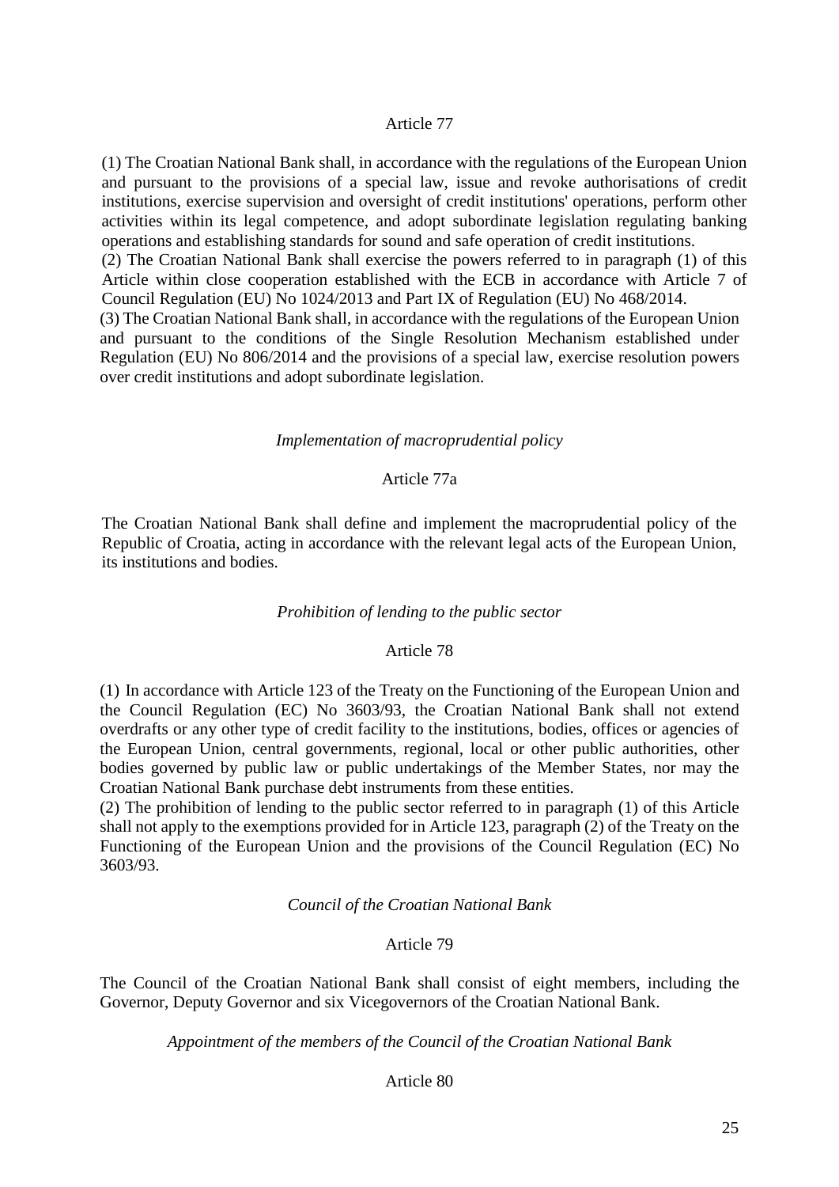Article 77

(1) The Croatian National Bank shall, in accordance with the regulations of the European Union and pursuant to the provisions of a special law, issue and revoke authorisations of credit institutions, exercise supervision and oversight of credit institutions' operations, perform other activities within its legal competence, and adopt subordinate legislation regulating banking operations and establishing standards for sound and safe operation of credit institutions.
(2) The Croatian National Bank shall exercise the powers referred to in paragraph (1) of this Article within close cooperation established with the ECB in accordance with Article 7 of Council Regulation (EU) No 1024/2013 and Part IX of Regulation (EU) No 468/2014.
(3) The Croatian National Bank shall, in accordance with the regulations of the European Union and pursuant to the conditions of the Single Resolution Mechanism established under Regulation (EU) No 806/2014 and the provisions of a special law, exercise resolution powers over credit institutions and adopt subordinate legislation.

*Implementation of macroprudential policy*

Article 77a

The Croatian National Bank shall define and implement the macroprudential policy of the Republic of Croatia, acting in accordance with the relevant legal acts of the European Union, its institutions and bodies.

*Prohibition of lending to the public sector*

Article 78

(1) In accordance with Article 123 of the Treaty on the Functioning of the European Union and the Council Regulation (EC) No 3603/93, the Croatian National Bank shall not extend overdrafts or any other type of credit facility to the institutions, bodies, offices or agencies of the European Union, central governments, regional, local or other public authorities, other bodies governed by public law or public undertakings of the Member States, nor may the Croatian National Bank purchase debt instruments from these entities.
(2) The prohibition of lending to the public sector referred to in paragraph (1) of this Article shall not apply to the exemptions provided for in Article 123, paragraph (2) of the Treaty on the Functioning of the European Union and the provisions of the Council Regulation (EC) No 3603/93.

*Council of the Croatian National Bank*

Article 79

The Council of the Croatian National Bank shall consist of eight members, including the Governor, Deputy Governor and six Vicegovernors of the Croatian National Bank.

*Appointment of the members of the Council of the Croatian National Bank*

Article 80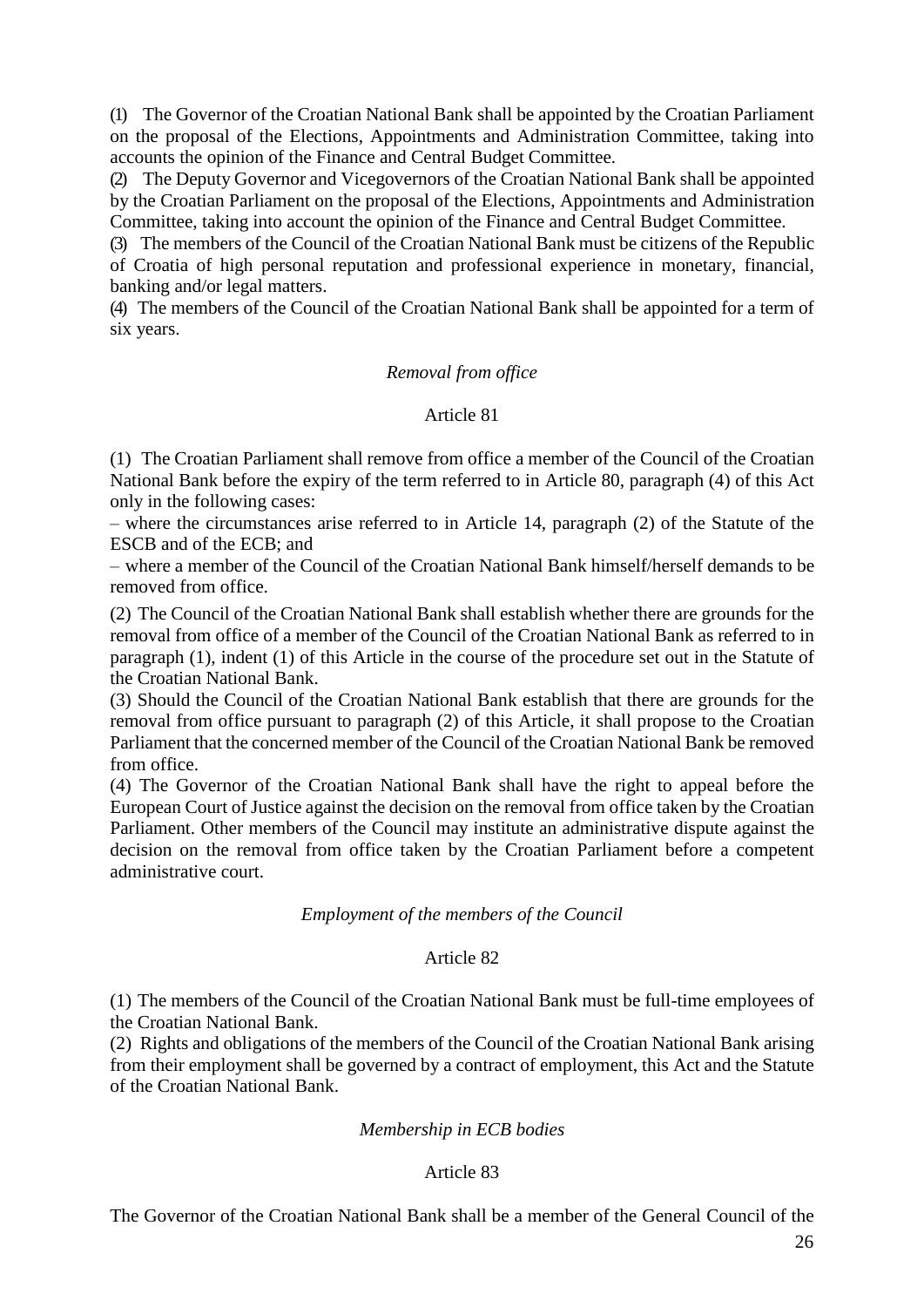(1) The Governor of the Croatian National Bank shall be appointed by the Croatian Parliament on the proposal of the Elections, Appointments and Administration Committee, taking into accounts the opinion of the Finance and Central Budget Committee.

(2) The Deputy Governor and Vicegovernors of the Croatian National Bank shall be appointed by the Croatian Parliament on the proposal of the Elections, Appointments and Administration Committee, taking into account the opinion of the Finance and Central Budget Committee.

(3) The members of the Council of the Croatian National Bank must be citizens of the Republic of Croatia of high personal reputation and professional experience in monetary, financial, banking and/or legal matters.

(4) The members of the Council of the Croatian National Bank shall be appointed for a term of six years.

*Removal from office*

Article 81

(1) The Croatian Parliament shall remove from office a member of the Council of the Croatian National Bank before the expiry of the term referred to in Article 80, paragraph (4) of this Act only in the following cases:

– where the circumstances arise referred to in Article 14, paragraph (2) of the Statute of the ESCB and of the ECB; and

– where a member of the Council of the Croatian National Bank himself/herself demands to be removed from office.

(2) The Council of the Croatian National Bank shall establish whether there are grounds for the removal from office of a member of the Council of the Croatian National Bank as referred to in paragraph (1), indent (1) of this Article in the course of the procedure set out in the Statute of the Croatian National Bank.

(3) Should the Council of the Croatian National Bank establish that there are grounds for the removal from office pursuant to paragraph (2) of this Article, it shall propose to the Croatian Parliament that the concerned member of the Council of the Croatian National Bank be removed from office.

(4) The Governor of the Croatian National Bank shall have the right to appeal before the European Court of Justice against the decision on the removal from office taken by the Croatian Parliament. Other members of the Council may institute an administrative dispute against the decision on the removal from office taken by the Croatian Parliament before a competent administrative court.

*Employment of the members of the Council*

Article 82

(1) The members of the Council of the Croatian National Bank must be full-time employees of the Croatian National Bank.

(2) Rights and obligations of the members of the Council of the Croatian National Bank arising from their employment shall be governed by a contract of employment, this Act and the Statute of the Croatian National Bank.

*Membership in ECB bodies*

Article 83

The Governor of the Croatian National Bank shall be a member of the General Council of the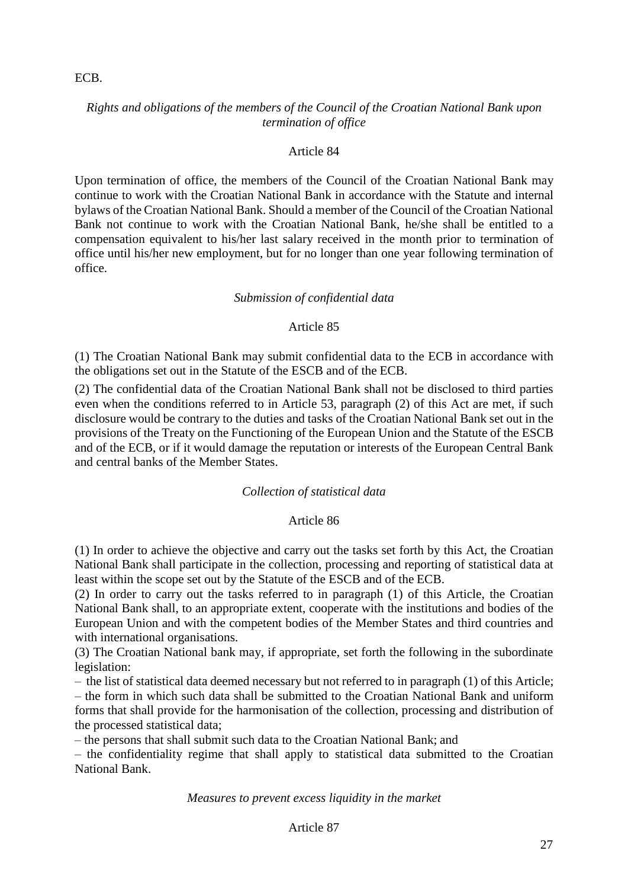ECB.

*Rights and obligations of the members of the Council of the Croatian National Bank upon termination of office*

Article 84

Upon termination of office, the members of the Council of the Croatian National Bank may continue to work with the Croatian National Bank in accordance with the Statute and internal bylaws of the Croatian National Bank. Should a member of the Council of the Croatian National Bank not continue to work with the Croatian National Bank, he/she shall be entitled to a compensation equivalent to his/her last salary received in the month prior to termination of office until his/her new employment, but for no longer than one year following termination of office.

*Submission of confidential data*

Article 85

(1) The Croatian National Bank may submit confidential data to the ECB in accordance with the obligations set out in the Statute of the ESCB and of the ECB.

(2) The confidential data of the Croatian National Bank shall not be disclosed to third parties even when the conditions referred to in Article 53, paragraph (2) of this Act are met, if such disclosure would be contrary to the duties and tasks of the Croatian National Bank set out in the provisions of the Treaty on the Functioning of the European Union and the Statute of the ESCB and of the ECB, or if it would damage the reputation or interests of the European Central Bank and central banks of the Member States.

*Collection of statistical data*

Article 86

(1) In order to achieve the objective and carry out the tasks set forth by this Act, the Croatian National Bank shall participate in the collection, processing and reporting of statistical data at least within the scope set out by the Statute of the ESCB and of the ECB.

(2) In order to carry out the tasks referred to in paragraph (1) of this Article, the Croatian National Bank shall, to an appropriate extent, cooperate with the institutions and bodies of the European Union and with the competent bodies of the Member States and third countries and with international organisations.

(3) The Croatian National bank may, if appropriate, set forth the following in the subordinate legislation:

– the list of statistical data deemed necessary but not referred to in paragraph (1) of this Article;

– the form in which such data shall be submitted to the Croatian National Bank and uniform forms that shall provide for the harmonisation of the collection, processing and distribution of the processed statistical data;

– the persons that shall submit such data to the Croatian National Bank; and

– the confidentiality regime that shall apply to statistical data submitted to the Croatian National Bank.

*Measures to prevent excess liquidity in the market*

Article 87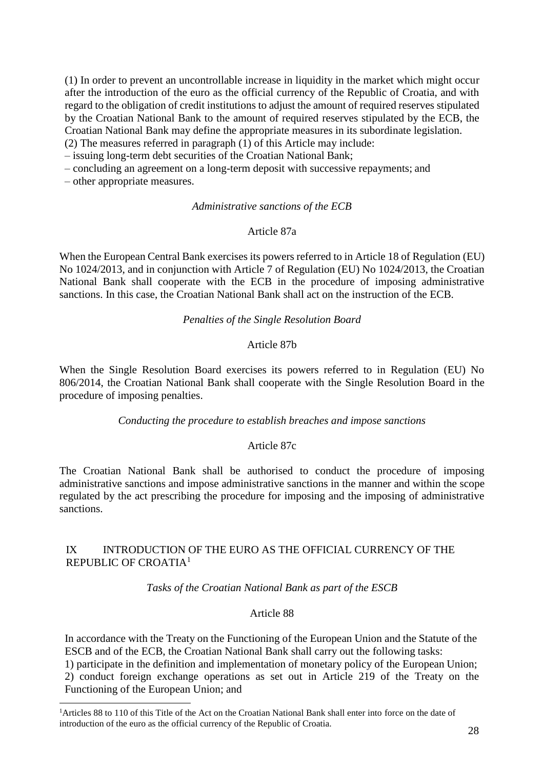(1) In order to prevent an uncontrollable increase in liquidity in the market which might occur after the introduction of the euro as the official currency of the Republic of Croatia, and with regard to the obligation of credit institutions to adjust the amount of required reserves stipulated by the Croatian National Bank to the amount of required reserves stipulated by the ECB, the Croatian National Bank may define the appropriate measures in its subordinate legislation.
(2) The measures referred in paragraph (1) of this Article may include:
– issuing long-term debt securities of the Croatian National Bank;
– concluding an agreement on a long-term deposit with successive repayments; and
– other appropriate measures.

*Administrative sanctions of the ECB*

Article 87a

When the European Central Bank exercises its powers referred to in Article 18 of Regulation (EU) No 1024/2013, and in conjunction with Article 7 of Regulation (EU) No 1024/2013, the Croatian National Bank shall cooperate with the ECB in the procedure of imposing administrative sanctions. In this case, the Croatian National Bank shall act on the instruction of the ECB.

*Penalties of the Single Resolution Board*

Article 87b

When the Single Resolution Board exercises its powers referred to in Regulation (EU) No 806/2014, the Croatian National Bank shall cooperate with the Single Resolution Board in the procedure of imposing penalties.

*Conducting the procedure to establish breaches and impose sanctions*

Article 87c

The Croatian National Bank shall be authorised to conduct the procedure of imposing administrative sanctions and impose administrative sanctions in the manner and within the scope regulated by the act prescribing the procedure for imposing and the imposing of administrative sanctions.

## IX INTRODUCTION OF THE EURO AS THE OFFICIAL CURRENCY OF THE REPUBLIC OF CROATIA[1]

*Tasks of the Croatian National Bank as part of the ESCB*

Article 88

In accordance with the Treaty on the Functioning of the European Union and the Statute of the ESCB and of the ECB, the Croatian National Bank shall carry out the following tasks:
1) participate in the definition and implementation of monetary policy of the European Union;
2) conduct foreign exchange operations as set out in Article 219 of the Treaty on the Functioning of the European Union; and

[1] Articles 88 to 110 of this Title of the Act on the Croatian National Bank shall enter into force on the date of introduction of the euro as the official currency of the Republic of Croatia.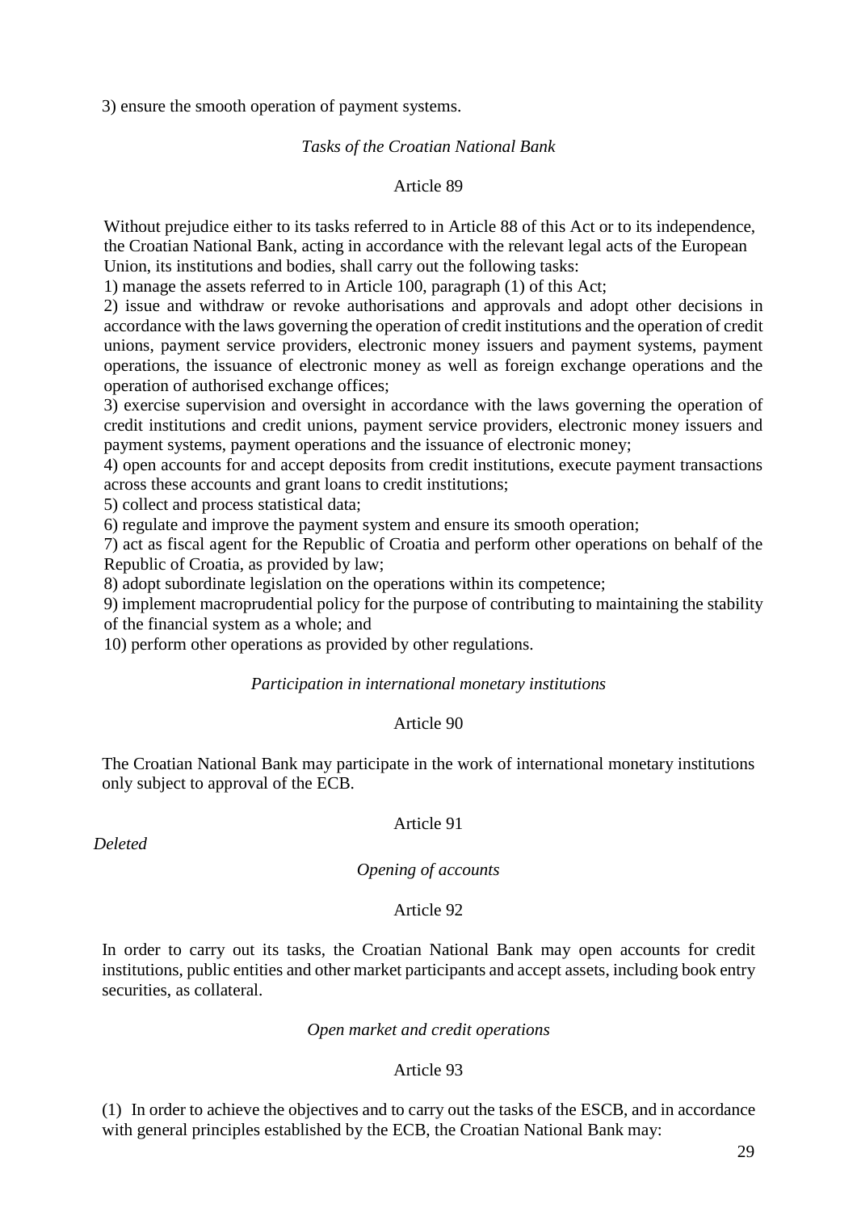3) ensure the smooth operation of payment systems.

*Tasks of the Croatian National Bank*

Article 89

Without prejudice either to its tasks referred to in Article 88 of this Act or to its independence, the Croatian National Bank, acting in accordance with the relevant legal acts of the European Union, its institutions and bodies, shall carry out the following tasks:

1) manage the assets referred to in Article 100, paragraph (1) of this Act;

2) issue and withdraw or revoke authorisations and approvals and adopt other decisions in accordance with the laws governing the operation of credit institutions and the operation of credit unions, payment service providers, electronic money issuers and payment systems, payment operations, the issuance of electronic money as well as foreign exchange operations and the operation of authorised exchange offices;

3) exercise supervision and oversight in accordance with the laws governing the operation of credit institutions and credit unions, payment service providers, electronic money issuers and payment systems, payment operations and the issuance of electronic money;

4) open accounts for and accept deposits from credit institutions, execute payment transactions across these accounts and grant loans to credit institutions;

5) collect and process statistical data;

6) regulate and improve the payment system and ensure its smooth operation;

7) act as fiscal agent for the Republic of Croatia and perform other operations on behalf of the Republic of Croatia, as provided by law;

8) adopt subordinate legislation on the operations within its competence;

9) implement macroprudential policy for the purpose of contributing to maintaining the stability of the financial system as a whole; and

10) perform other operations as provided by other regulations.

*Participation in international monetary institutions*

Article 90

The Croatian National Bank may participate in the work of international monetary institutions only subject to approval of the ECB.

Article 91

*Deleted*

*Opening of accounts*

Article 92

In order to carry out its tasks, the Croatian National Bank may open accounts for credit institutions, public entities and other market participants and accept assets, including book entry securities, as collateral.

*Open market and credit operations*

Article 93

(1) In order to achieve the objectives and to carry out the tasks of the ESCB, and in accordance with general principles established by the ECB, the Croatian National Bank may: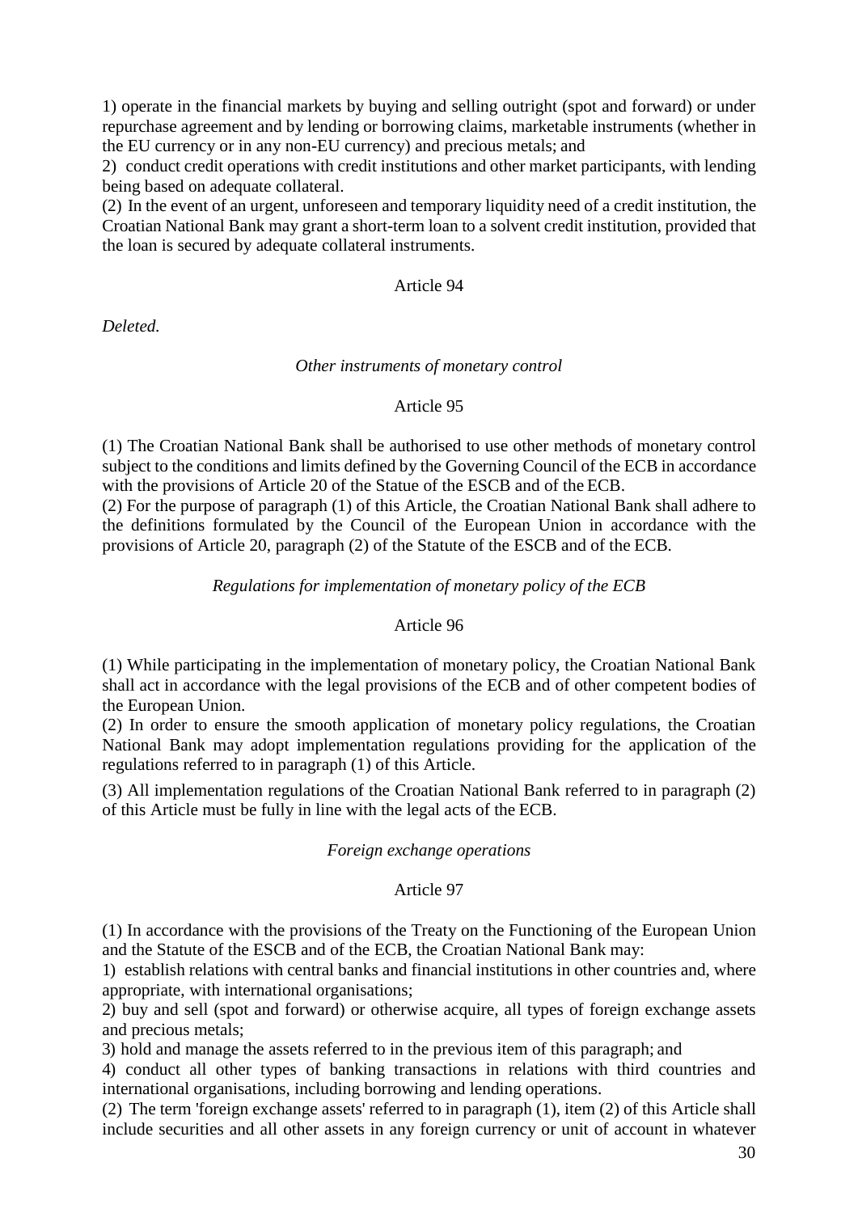1) operate in the financial markets by buying and selling outright (spot and forward) or under repurchase agreement and by lending or borrowing claims, marketable instruments (whether in the EU currency or in any non-EU currency) and precious metals; and

2) conduct credit operations with credit institutions and other market participants, with lending being based on adequate collateral.

(2) In the event of an urgent, unforeseen and temporary liquidity need of a credit institution, the Croatian National Bank may grant a short-term loan to a solvent credit institution, provided that the loan is secured by adequate collateral instruments.

Article 94

*Deleted.*

*Other instruments of monetary control*

Article 95

(1) The Croatian National Bank shall be authorised to use other methods of monetary control subject to the conditions and limits defined by the Governing Council of the ECB in accordance with the provisions of Article 20 of the Statue of the ESCB and of the ECB.

(2) For the purpose of paragraph (1) of this Article, the Croatian National Bank shall adhere to the definitions formulated by the Council of the European Union in accordance with the provisions of Article 20, paragraph (2) of the Statute of the ESCB and of the ECB.

*Regulations for implementation of monetary policy of the ECB*

Article 96

(1) While participating in the implementation of monetary policy, the Croatian National Bank shall act in accordance with the legal provisions of the ECB and of other competent bodies of the European Union.

(2) In order to ensure the smooth application of monetary policy regulations, the Croatian National Bank may adopt implementation regulations providing for the application of the regulations referred to in paragraph (1) of this Article.

(3) All implementation regulations of the Croatian National Bank referred to in paragraph (2) of this Article must be fully in line with the legal acts of the ECB.

*Foreign exchange operations*

Article 97

(1) In accordance with the provisions of the Treaty on the Functioning of the European Union and the Statute of the ESCB and of the ECB, the Croatian National Bank may:

1) establish relations with central banks and financial institutions in other countries and, where appropriate, with international organisations;

2) buy and sell (spot and forward) or otherwise acquire, all types of foreign exchange assets and precious metals;

3) hold and manage the assets referred to in the previous item of this paragraph; and

4) conduct all other types of banking transactions in relations with third countries and international organisations, including borrowing and lending operations.

(2) The term 'foreign exchange assets' referred to in paragraph (1), item (2) of this Article shall include securities and all other assets in any foreign currency or unit of account in whatever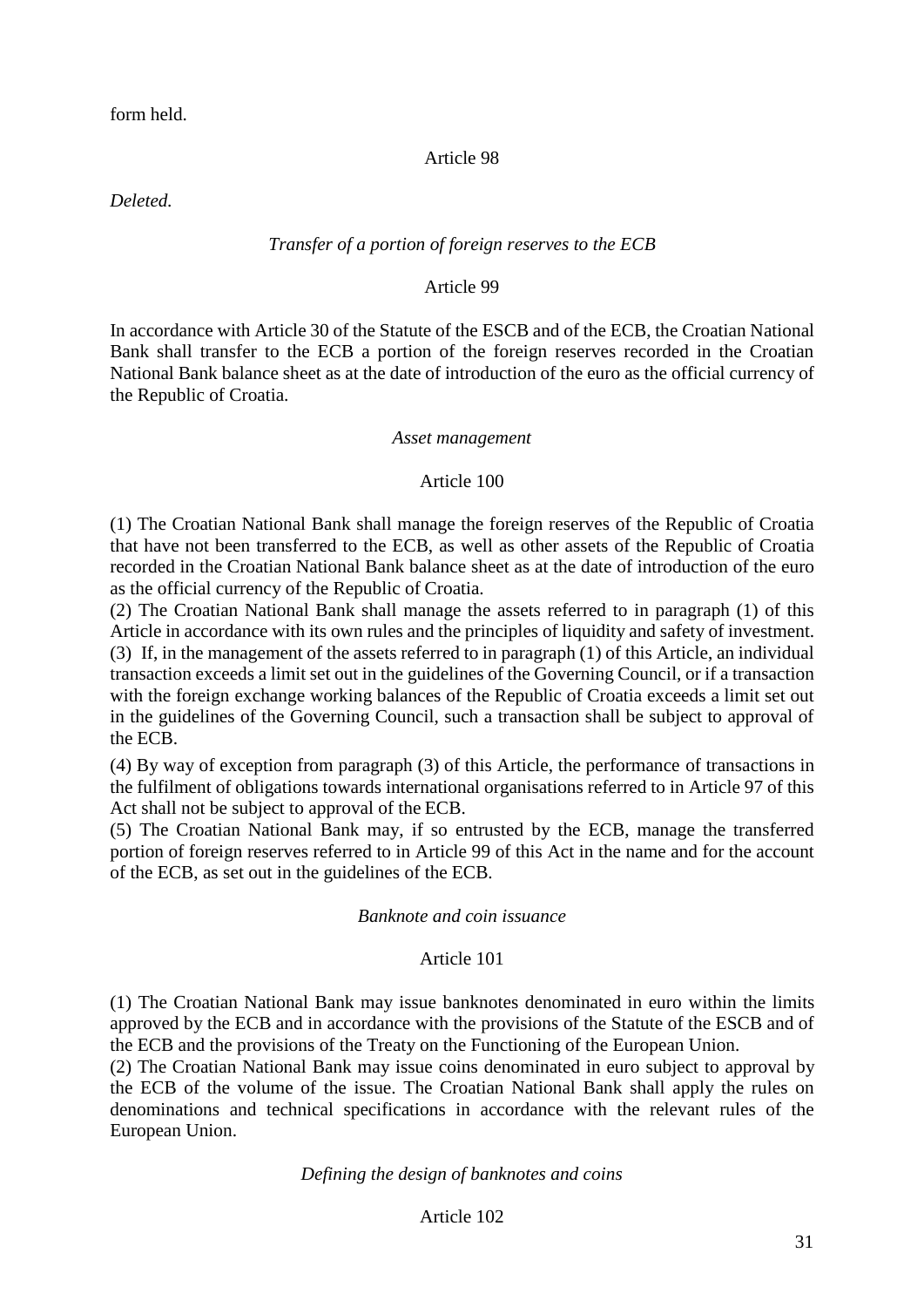form held.

Article 98

*Deleted.*

*Transfer of a portion of foreign reserves to the ECB*

Article 99

In accordance with Article 30 of the Statute of the ESCB and of the ECB, the Croatian National Bank shall transfer to the ECB a portion of the foreign reserves recorded in the Croatian National Bank balance sheet as at the date of introduction of the euro as the official currency of the Republic of Croatia.

*Asset management*

Article 100

(1) The Croatian National Bank shall manage the foreign reserves of the Republic of Croatia that have not been transferred to the ECB, as well as other assets of the Republic of Croatia recorded in the Croatian National Bank balance sheet as at the date of introduction of the euro as the official currency of the Republic of Croatia.
(2) The Croatian National Bank shall manage the assets referred to in paragraph (1) of this Article in accordance with its own rules and the principles of liquidity and safety of investment.
(3) If, in the management of the assets referred to in paragraph (1) of this Article, an individual transaction exceeds a limit set out in the guidelines of the Governing Council, or if a transaction with the foreign exchange working balances of the Republic of Croatia exceeds a limit set out in the guidelines of the Governing Council, such a transaction shall be subject to approval of the ECB.
(4) By way of exception from paragraph (3) of this Article, the performance of transactions in the fulfilment of obligations towards international organisations referred to in Article 97 of this Act shall not be subject to approval of the ECB.
(5) The Croatian National Bank may, if so entrusted by the ECB, manage the transferred portion of foreign reserves referred to in Article 99 of this Act in the name and for the account of the ECB, as set out in the guidelines of the ECB.

*Banknote and coin issuance*

Article 101

(1) The Croatian National Bank may issue banknotes denominated in euro within the limits approved by the ECB and in accordance with the provisions of the Statute of the ESCB and of the ECB and the provisions of the Treaty on the Functioning of the European Union.
(2) The Croatian National Bank may issue coins denominated in euro subject to approval by the ECB of the volume of the issue. The Croatian National Bank shall apply the rules on denominations and technical specifications in accordance with the relevant rules of the European Union.

*Defining the design of banknotes and coins*

Article 102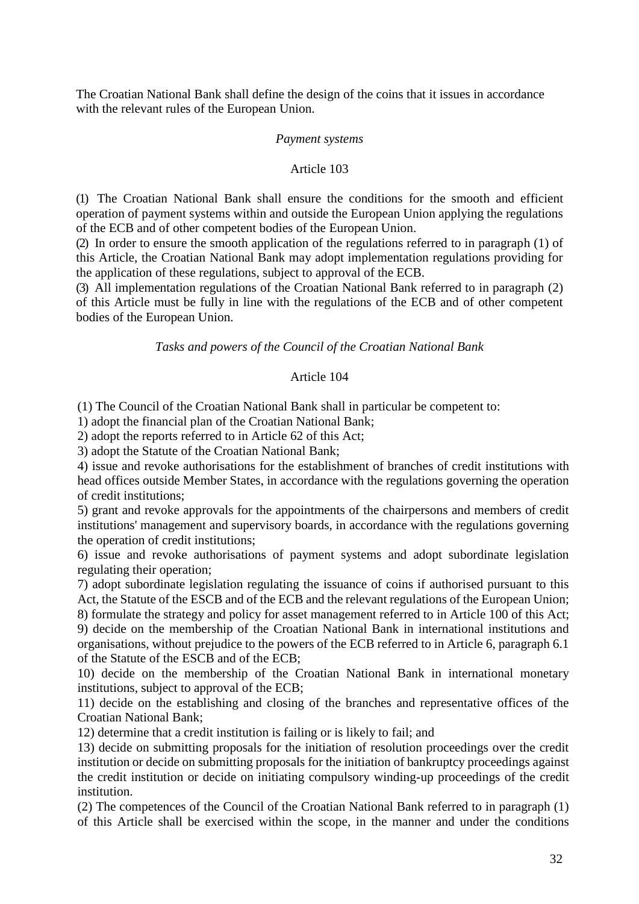The Croatian National Bank shall define the design of the coins that it issues in accordance with the relevant rules of the European Union.

*Payment systems*

Article 103

(1) The Croatian National Bank shall ensure the conditions for the smooth and efficient operation of payment systems within and outside the European Union applying the regulations of the ECB and of other competent bodies of the European Union.
(2) In order to ensure the smooth application of the regulations referred to in paragraph (1) of this Article, the Croatian National Bank may adopt implementation regulations providing for the application of these regulations, subject to approval of the ECB.
(3) All implementation regulations of the Croatian National Bank referred to in paragraph (2) of this Article must be fully in line with the regulations of the ECB and of other competent bodies of the European Union.

*Tasks and powers of the Council of the Croatian National Bank*

Article 104

(1) The Council of the Croatian National Bank shall in particular be competent to:
1) adopt the financial plan of the Croatian National Bank;
2) adopt the reports referred to in Article 62 of this Act;
3) adopt the Statute of the Croatian National Bank;
4) issue and revoke authorisations for the establishment of branches of credit institutions with head offices outside Member States, in accordance with the regulations governing the operation of credit institutions;
5) grant and revoke approvals for the appointments of the chairpersons and members of credit institutions' management and supervisory boards, in accordance with the regulations governing the operation of credit institutions;
6) issue and revoke authorisations of payment systems and adopt subordinate legislation regulating their operation;
7) adopt subordinate legislation regulating the issuance of coins if authorised pursuant to this Act, the Statute of the ESCB and of the ECB and the relevant regulations of the European Union;
8) formulate the strategy and policy for asset management referred to in Article 100 of this Act;
9) decide on the membership of the Croatian National Bank in international institutions and organisations, without prejudice to the powers of the ECB referred to in Article 6, paragraph 6.1 of the Statute of the ESCB and of the ECB;
10) decide on the membership of the Croatian National Bank in international monetary institutions, subject to approval of the ECB;
11) decide on the establishing and closing of the branches and representative offices of the Croatian National Bank;
12) determine that a credit institution is failing or is likely to fail; and
13) decide on submitting proposals for the initiation of resolution proceedings over the credit institution or decide on submitting proposals for the initiation of bankruptcy proceedings against the credit institution or decide on initiating compulsory winding-up proceedings of the credit institution.
(2) The competences of the Council of the Croatian National Bank referred to in paragraph (1) of this Article shall be exercised within the scope, in the manner and under the conditions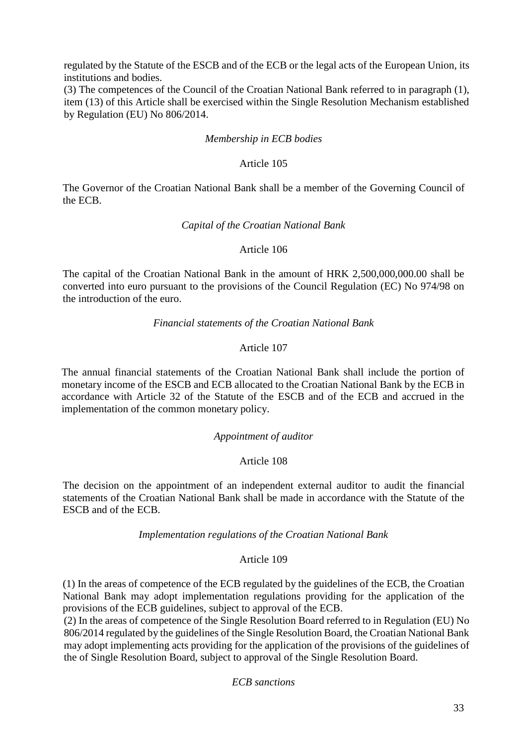regulated by the Statute of the ESCB and of the ECB or the legal acts of the European Union, its institutions and bodies.

(3) The competences of the Council of the Croatian National Bank referred to in paragraph (1), item (13) of this Article shall be exercised within the Single Resolution Mechanism established by Regulation (EU) No 806/2014.

*Membership in ECB bodies*

Article 105

The Governor of the Croatian National Bank shall be a member of the Governing Council of the ECB.

*Capital of the Croatian National Bank*

Article 106

The capital of the Croatian National Bank in the amount of HRK 2,500,000,000.00 shall be converted into euro pursuant to the provisions of the Council Regulation (EC) No 974/98 on the introduction of the euro.

*Financial statements of the Croatian National Bank*

Article 107

The annual financial statements of the Croatian National Bank shall include the portion of monetary income of the ESCB and ECB allocated to the Croatian National Bank by the ECB in accordance with Article 32 of the Statute of the ESCB and of the ECB and accrued in the implementation of the common monetary policy.

*Appointment of auditor*

Article 108

The decision on the appointment of an independent external auditor to audit the financial statements of the Croatian National Bank shall be made in accordance with the Statute of the ESCB and of the ECB.

*Implementation regulations of the Croatian National Bank*

Article 109

(1) In the areas of competence of the ECB regulated by the guidelines of the ECB, the Croatian National Bank may adopt implementation regulations providing for the application of the provisions of the ECB guidelines, subject to approval of the ECB.

(2) In the areas of competence of the Single Resolution Board referred to in Regulation (EU) No 806/2014 regulated by the guidelines of the Single Resolution Board, the Croatian National Bank may adopt implementing acts providing for the application of the provisions of the guidelines of the of Single Resolution Board, subject to approval of the Single Resolution Board.

*ECB sanctions*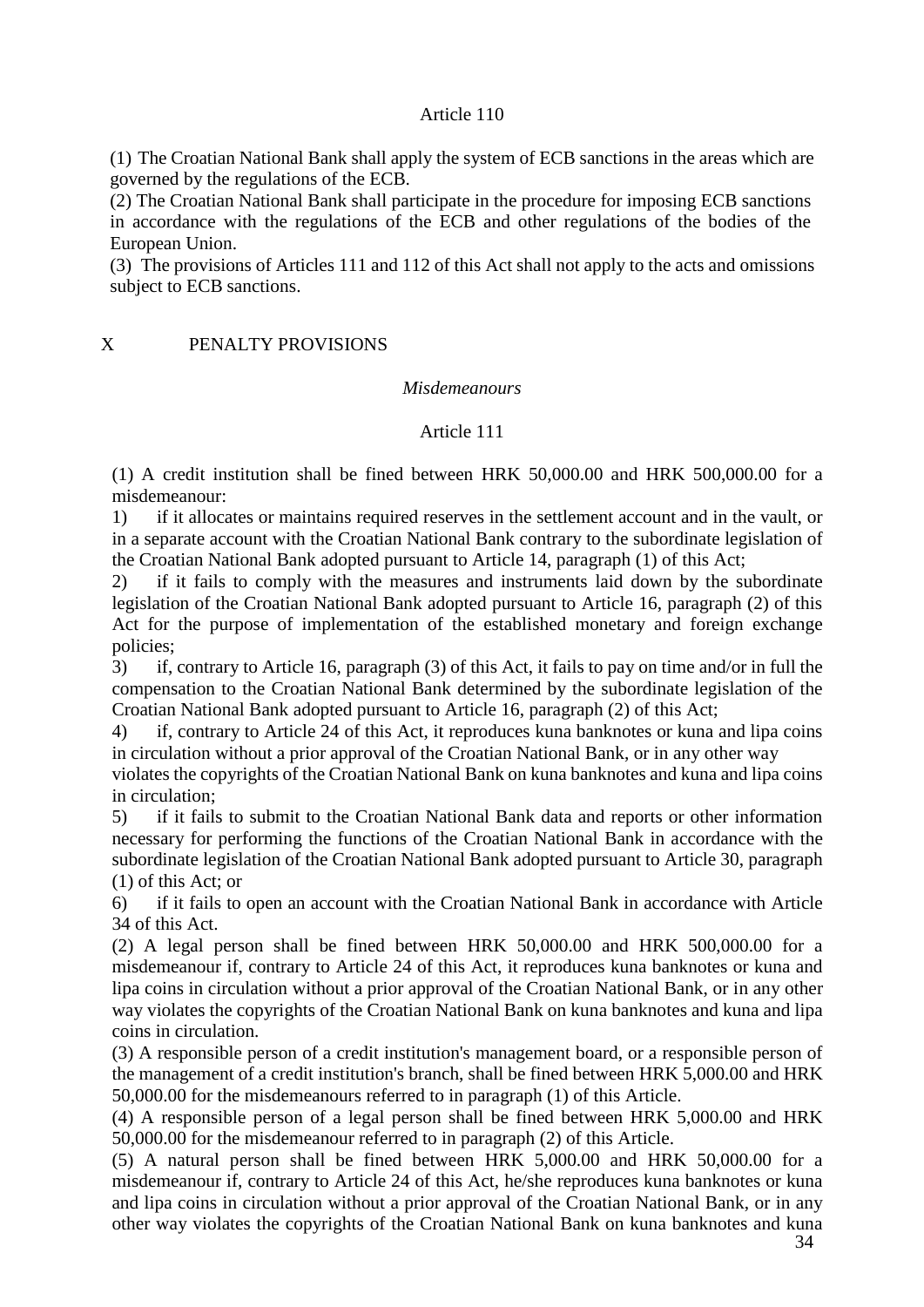Article 110

(1) The Croatian National Bank shall apply the system of ECB sanctions in the areas which are governed by the regulations of the ECB.
(2) The Croatian National Bank shall participate in the procedure for imposing ECB sanctions in accordance with the regulations of the ECB and other regulations of the bodies of the European Union.
(3) The provisions of Articles 111 and 112 of this Act shall not apply to the acts and omissions subject to ECB sanctions.

## X PENALTY PROVISIONS

*Misdemeanours*

Article 111

(1) A credit institution shall be fined between HRK 50,000.00 and HRK 500,000.00 for a misdemeanour:
1) if it allocates or maintains required reserves in the settlement account and in the vault, or in a separate account with the Croatian National Bank contrary to the subordinate legislation of the Croatian National Bank adopted pursuant to Article 14, paragraph (1) of this Act;
2) if it fails to comply with the measures and instruments laid down by the subordinate legislation of the Croatian National Bank adopted pursuant to Article 16, paragraph (2) of this Act for the purpose of implementation of the established monetary and foreign exchange policies;
3) if, contrary to Article 16, paragraph (3) of this Act, it fails to pay on time and/or in full the compensation to the Croatian National Bank determined by the subordinate legislation of the Croatian National Bank adopted pursuant to Article 16, paragraph (2) of this Act;
4) if, contrary to Article 24 of this Act, it reproduces kuna banknotes or kuna and lipa coins in circulation without a prior approval of the Croatian National Bank, or in any other way violates the copyrights of the Croatian National Bank on kuna banknotes and kuna and lipa coins in circulation;
5) if it fails to submit to the Croatian National Bank data and reports or other information necessary for performing the functions of the Croatian National Bank in accordance with the subordinate legislation of the Croatian National Bank adopted pursuant to Article 30, paragraph (1) of this Act; or
6) if it fails to open an account with the Croatian National Bank in accordance with Article 34 of this Act.
(2) A legal person shall be fined between HRK 50,000.00 and HRK 500,000.00 for a misdemeanour if, contrary to Article 24 of this Act, it reproduces kuna banknotes or kuna and lipa coins in circulation without a prior approval of the Croatian National Bank, or in any other way violates the copyrights of the Croatian National Bank on kuna banknotes and kuna and lipa coins in circulation.
(3) A responsible person of a credit institution's management board, or a responsible person of the management of a credit institution's branch, shall be fined between HRK 5,000.00 and HRK 50,000.00 for the misdemeanours referred to in paragraph (1) of this Article.
(4) A responsible person of a legal person shall be fined between HRK 5,000.00 and HRK 50,000.00 for the misdemeanour referred to in paragraph (2) of this Article.
(5) A natural person shall be fined between HRK 5,000.00 and HRK 50,000.00 for a misdemeanour if, contrary to Article 24 of this Act, he/she reproduces kuna banknotes or kuna and lipa coins in circulation without a prior approval of the Croatian National Bank, or in any other way violates the copyrights of the Croatian National Bank on kuna banknotes and kuna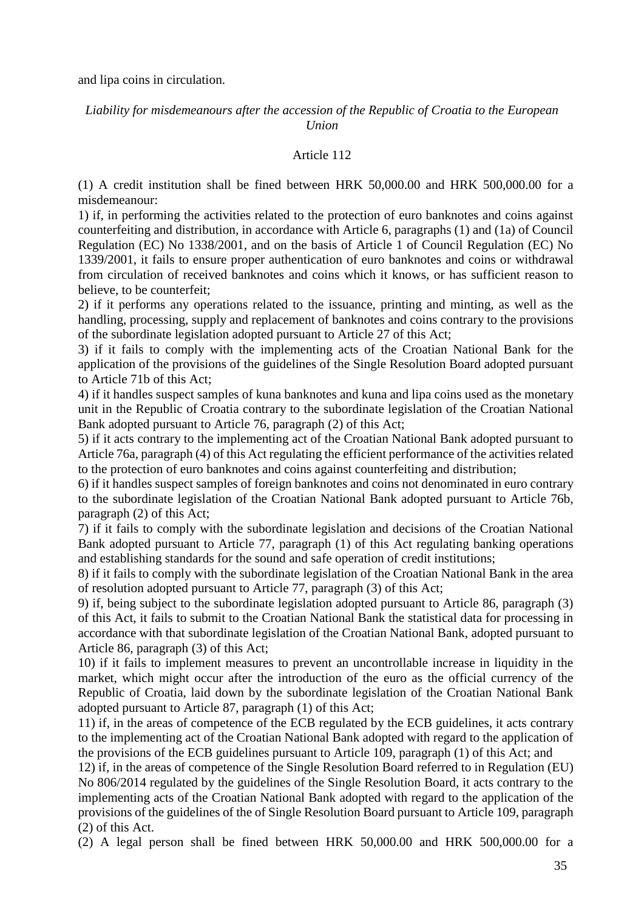and lipa coins in circulation.

*Liability for misdemeanours after the accession of the Republic of Croatia to the European Union*

Article 112

(1) A credit institution shall be fined between HRK 50,000.00 and HRK 500,000.00 for a misdemeanour:

1) if, in performing the activities related to the protection of euro banknotes and coins against counterfeiting and distribution, in accordance with Article 6, paragraphs (1) and (1a) of Council Regulation (EC) No 1338/2001, and on the basis of Article 1 of Council Regulation (EC) No 1339/2001, it fails to ensure proper authentication of euro banknotes and coins or withdrawal from circulation of received banknotes and coins which it knows, or has sufficient reason to believe, to be counterfeit;

2) if it performs any operations related to the issuance, printing and minting, as well as the handling, processing, supply and replacement of banknotes and coins contrary to the provisions of the subordinate legislation adopted pursuant to Article 27 of this Act;

3) if it fails to comply with the implementing acts of the Croatian National Bank for the application of the provisions of the guidelines of the Single Resolution Board adopted pursuant to Article 71b of this Act;

4) if it handles suspect samples of kuna banknotes and kuna and lipa coins used as the monetary unit in the Republic of Croatia contrary to the subordinate legislation of the Croatian National Bank adopted pursuant to Article 76, paragraph (2) of this Act;

5) if it acts contrary to the implementing act of the Croatian National Bank adopted pursuant to Article 76a, paragraph (4) of this Act regulating the efficient performance of the activities related to the protection of euro banknotes and coins against counterfeiting and distribution;

6) if it handles suspect samples of foreign banknotes and coins not denominated in euro contrary to the subordinate legislation of the Croatian National Bank adopted pursuant to Article 76b, paragraph (2) of this Act;

7) if it fails to comply with the subordinate legislation and decisions of the Croatian National Bank adopted pursuant to Article 77, paragraph (1) of this Act regulating banking operations and establishing standards for the sound and safe operation of credit institutions;

8) if it fails to comply with the subordinate legislation of the Croatian National Bank in the area of resolution adopted pursuant to Article 77, paragraph (3) of this Act;

9) if, being subject to the subordinate legislation adopted pursuant to Article 86, paragraph (3) of this Act, it fails to submit to the Croatian National Bank the statistical data for processing in accordance with that subordinate legislation of the Croatian National Bank, adopted pursuant to Article 86, paragraph (3) of this Act;

10) if it fails to implement measures to prevent an uncontrollable increase in liquidity in the market, which might occur after the introduction of the euro as the official currency of the Republic of Croatia, laid down by the subordinate legislation of the Croatian National Bank adopted pursuant to Article 87, paragraph (1) of this Act;

11) if, in the areas of competence of the ECB regulated by the ECB guidelines, it acts contrary to the implementing act of the Croatian National Bank adopted with regard to the application of the provisions of the ECB guidelines pursuant to Article 109, paragraph (1) of this Act; and

12) if, in the areas of competence of the Single Resolution Board referred to in Regulation (EU) No 806/2014 regulated by the guidelines of the Single Resolution Board, it acts contrary to the implementing acts of the Croatian National Bank adopted with regard to the application of the provisions of the guidelines of the of Single Resolution Board pursuant to Article 109, paragraph (2) of this Act.

(2) A legal person shall be fined between HRK 50,000.00 and HRK 500,000.00 for a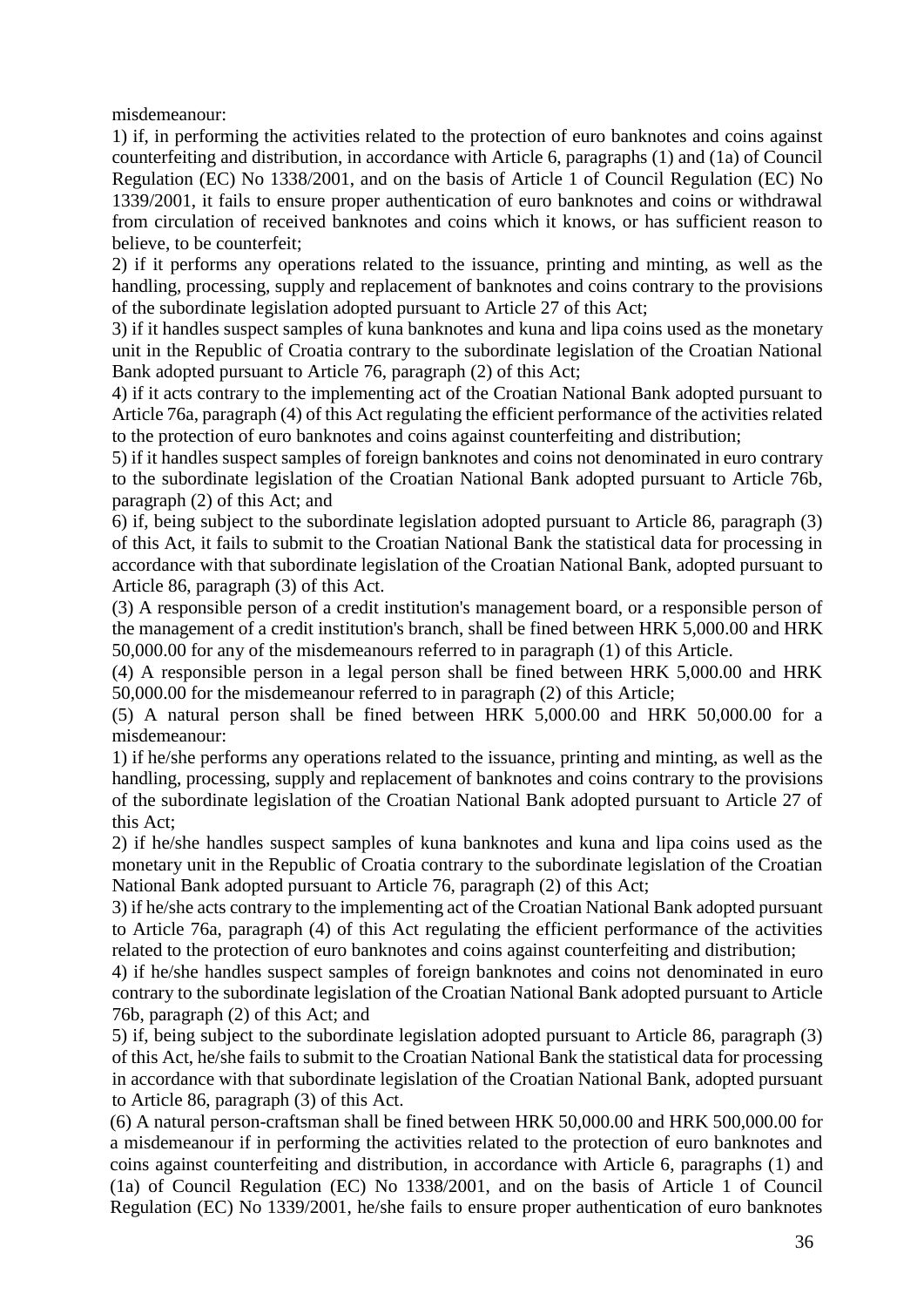misdemeanour:

1) if, in performing the activities related to the protection of euro banknotes and coins against counterfeiting and distribution, in accordance with Article 6, paragraphs (1) and (1a) of Council Regulation (EC) No 1338/2001, and on the basis of Article 1 of Council Regulation (EC) No 1339/2001, it fails to ensure proper authentication of euro banknotes and coins or withdrawal from circulation of received banknotes and coins which it knows, or has sufficient reason to believe, to be counterfeit;

2) if it performs any operations related to the issuance, printing and minting, as well as the handling, processing, supply and replacement of banknotes and coins contrary to the provisions of the subordinate legislation adopted pursuant to Article 27 of this Act;

3) if it handles suspect samples of kuna banknotes and kuna and lipa coins used as the monetary unit in the Republic of Croatia contrary to the subordinate legislation of the Croatian National Bank adopted pursuant to Article 76, paragraph (2) of this Act;

4) if it acts contrary to the implementing act of the Croatian National Bank adopted pursuant to Article 76a, paragraph (4) of this Act regulating the efficient performance of the activities related to the protection of euro banknotes and coins against counterfeiting and distribution;

5) if it handles suspect samples of foreign banknotes and coins not denominated in euro contrary to the subordinate legislation of the Croatian National Bank adopted pursuant to Article 76b, paragraph (2) of this Act; and

6) if, being subject to the subordinate legislation adopted pursuant to Article 86, paragraph (3) of this Act, it fails to submit to the Croatian National Bank the statistical data for processing in accordance with that subordinate legislation of the Croatian National Bank, adopted pursuant to Article 86, paragraph (3) of this Act.

(3) A responsible person of a credit institution's management board, or a responsible person of the management of a credit institution's branch, shall be fined between HRK 5,000.00 and HRK 50,000.00 for any of the misdemeanours referred to in paragraph (1) of this Article.

(4) A responsible person in a legal person shall be fined between HRK 5,000.00 and HRK 50,000.00 for the misdemeanour referred to in paragraph (2) of this Article;

(5) A natural person shall be fined between HRK 5,000.00 and HRK 50,000.00 for a misdemeanour:

1) if he/she performs any operations related to the issuance, printing and minting, as well as the handling, processing, supply and replacement of banknotes and coins contrary to the provisions of the subordinate legislation of the Croatian National Bank adopted pursuant to Article 27 of this Act;

2) if he/she handles suspect samples of kuna banknotes and kuna and lipa coins used as the monetary unit in the Republic of Croatia contrary to the subordinate legislation of the Croatian National Bank adopted pursuant to Article 76, paragraph (2) of this Act;

3) if he/she acts contrary to the implementing act of the Croatian National Bank adopted pursuant to Article 76a, paragraph (4) of this Act regulating the efficient performance of the activities related to the protection of euro banknotes and coins against counterfeiting and distribution;

4) if he/she handles suspect samples of foreign banknotes and coins not denominated in euro contrary to the subordinate legislation of the Croatian National Bank adopted pursuant to Article 76b, paragraph (2) of this Act; and

5) if, being subject to the subordinate legislation adopted pursuant to Article 86, paragraph (3) of this Act, he/she fails to submit to the Croatian National Bank the statistical data for processing in accordance with that subordinate legislation of the Croatian National Bank, adopted pursuant to Article 86, paragraph (3) of this Act.

(6) A natural person-craftsman shall be fined between HRK 50,000.00 and HRK 500,000.00 for a misdemeanour if in performing the activities related to the protection of euro banknotes and coins against counterfeiting and distribution, in accordance with Article 6, paragraphs (1) and (1a) of Council Regulation (EC) No 1338/2001, and on the basis of Article 1 of Council Regulation (EC) No 1339/2001, he/she fails to ensure proper authentication of euro banknotes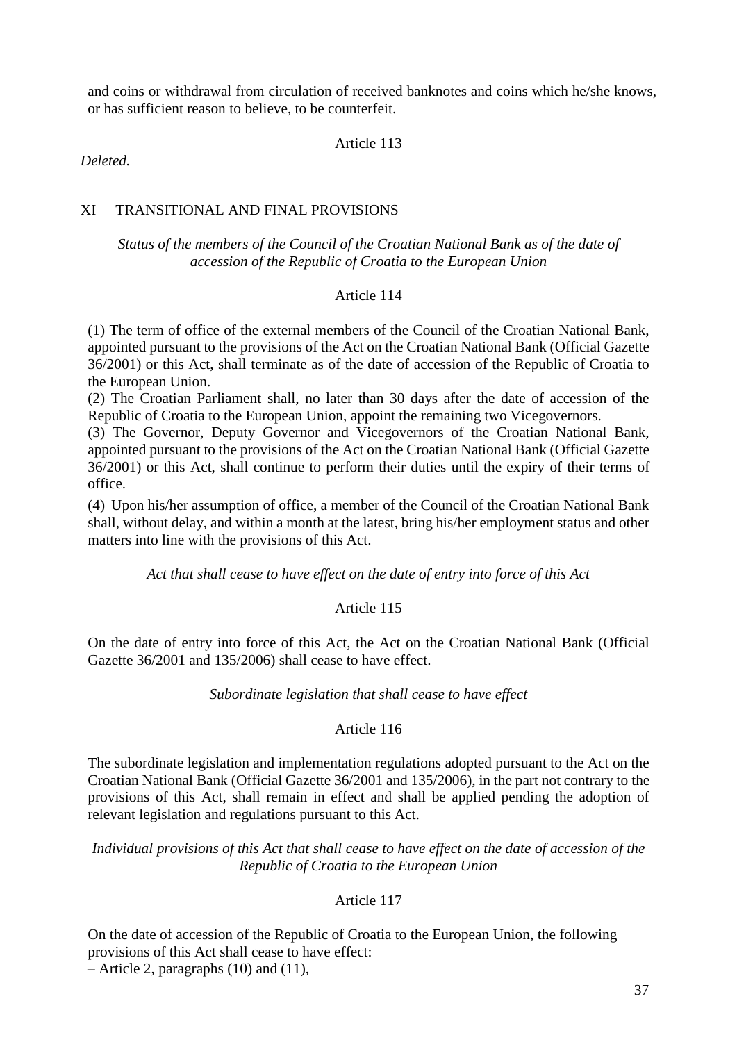and coins or withdrawal from circulation of received banknotes and coins which he/she knows, or has sufficient reason to believe, to be counterfeit.

Article 113

*Deleted.*

## XI TRANSITIONAL AND FINAL PROVISIONS

*Status of the members of the Council of the Croatian National Bank as of the date of accession of the Republic of Croatia to the European Union*

Article 114

(1) The term of office of the external members of the Council of the Croatian National Bank, appointed pursuant to the provisions of the Act on the Croatian National Bank (Official Gazette 36/2001) or this Act, shall terminate as of the date of accession of the Republic of Croatia to the European Union.

(2) The Croatian Parliament shall, no later than 30 days after the date of accession of the Republic of Croatia to the European Union, appoint the remaining two Vicegovernors.

(3) The Governor, Deputy Governor and Vicegovernors of the Croatian National Bank, appointed pursuant to the provisions of the Act on the Croatian National Bank (Official Gazette 36/2001) or this Act, shall continue to perform their duties until the expiry of their terms of office.

(4) Upon his/her assumption of office, a member of the Council of the Croatian National Bank shall, without delay, and within a month at the latest, bring his/her employment status and other matters into line with the provisions of this Act.

*Act that shall cease to have effect on the date of entry into force of this Act*

Article 115

On the date of entry into force of this Act, the Act on the Croatian National Bank (Official Gazette 36/2001 and 135/2006) shall cease to have effect.

*Subordinate legislation that shall cease to have effect*

Article 116

The subordinate legislation and implementation regulations adopted pursuant to the Act on the Croatian National Bank (Official Gazette 36/2001 and 135/2006), in the part not contrary to the provisions of this Act, shall remain in effect and shall be applied pending the adoption of relevant legislation and regulations pursuant to this Act.

*Individual provisions of this Act that shall cease to have effect on the date of accession of the Republic of Croatia to the European Union*

Article 117

On the date of accession of the Republic of Croatia to the European Union, the following provisions of this Act shall cease to have effect:

– Article 2, paragraphs (10) and (11),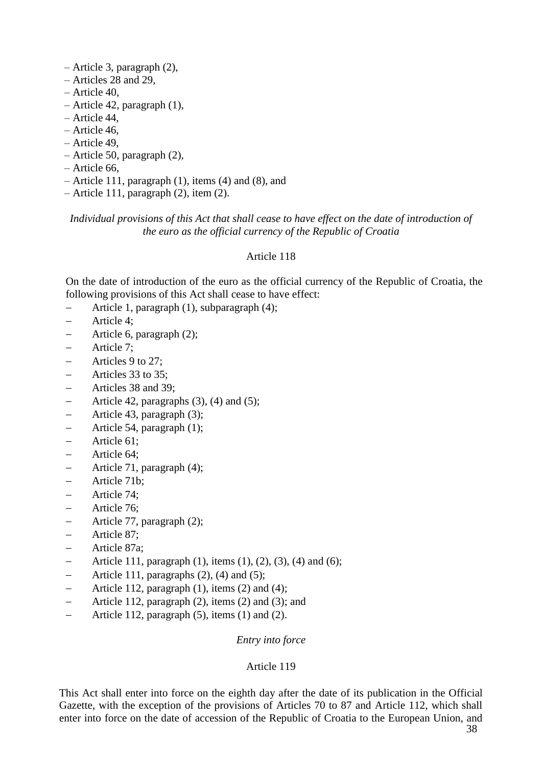– Article 3, paragraph (2),
– Articles 28 and 29,
– Article 40,
– Article 42, paragraph (1),
– Article 44,
– Article 46,
– Article 49,
– Article 50, paragraph (2),
– Article 66,
– Article 111, paragraph (1), items (4) and (8), and
– Article 111, paragraph (2), item (2).

*Individual provisions of this Act that shall cease to have effect on the date of introduction of the euro as the official currency of the Republic of Croatia*

Article 118

On the date of introduction of the euro as the official currency of the Republic of Croatia, the following provisions of this Act shall cease to have effect:

– Article 1, paragraph (1), subparagraph (4);
– Article 4;
– Article 6, paragraph (2);
– Article 7;
– Articles 9 to 27;
– Articles 33 to 35;
– Articles 38 and 39;
– Article 42, paragraphs (3), (4) and (5);
– Article 43, paragraph (3);
– Article 54, paragraph (1);
– Article 61;
– Article 64;
– Article 71, paragraph (4);
– Article 71b;
– Article 74;
– Article 76;
– Article 77, paragraph (2);
– Article 87;
– Article 87a;
– Article 111, paragraph (1), items (1), (2), (3), (4) and (6);
– Article 111, paragraphs (2), (4) and (5);
– Article 112, paragraph (1), items (2) and (4);
– Article 112, paragraph (2), items (2) and (3); and
– Article 112, paragraph (5), items (1) and (2).

*Entry into force*

Article 119

This Act shall enter into force on the eighth day after the date of its publication in the Official Gazette, with the exception of the provisions of Articles 70 to 87 and Article 112, which shall enter into force on the date of accession of the Republic of Croatia to the European Union, and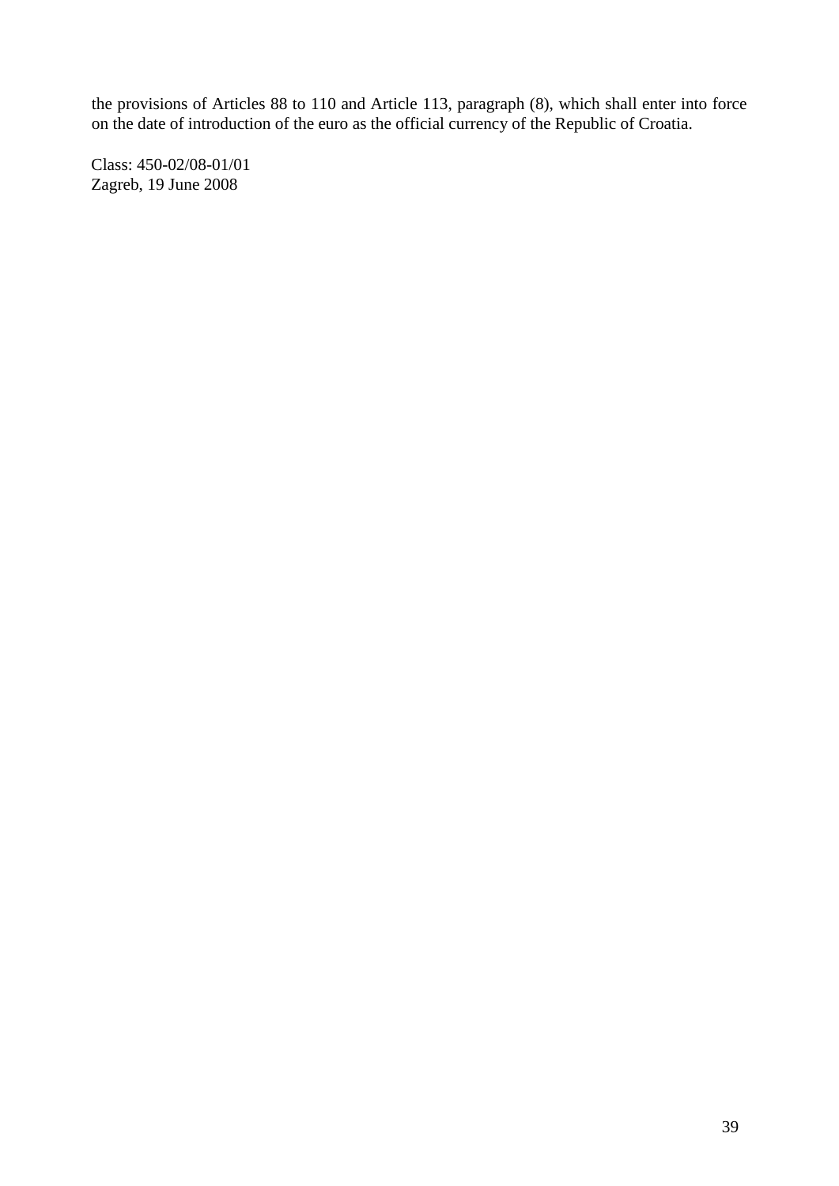the provisions of Articles 88 to 110 and Article 113, paragraph (8), which shall enter into force on the date of introduction of the euro as the official currency of the Republic of Croatia.

Class: 450-02/08-01/01
Zagreb, 19 June 2008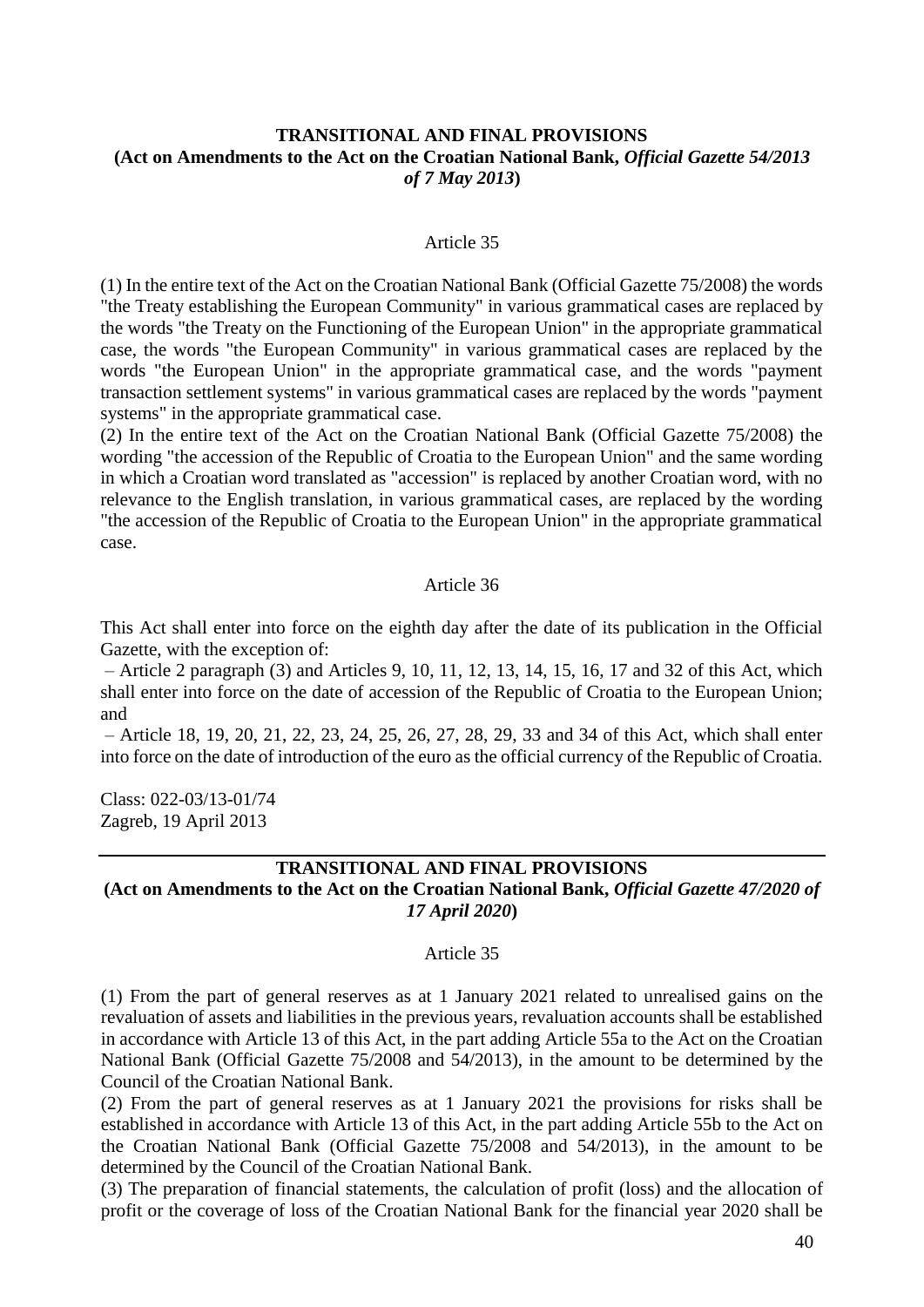**TRANSITIONAL AND FINAL PROVISIONS**
**(Act on Amendments to the Act on the Croatian National Bank, *Official Gazette 54/2013 of 7 May 2013*)**

Article 35

(1) In the entire text of the Act on the Croatian National Bank (Official Gazette 75/2008) the words "the Treaty establishing the European Community" in various grammatical cases are replaced by the words "the Treaty on the Functioning of the European Union" in the appropriate grammatical case, the words "the European Community" in various grammatical cases are replaced by the words "the European Union" in the appropriate grammatical case, and the words "payment transaction settlement systems" in various grammatical cases are replaced by the words "payment systems" in the appropriate grammatical case.

(2) In the entire text of the Act on the Croatian National Bank (Official Gazette 75/2008) the wording "the accession of the Republic of Croatia to the European Union" and the same wording in which a Croatian word translated as "accession" is replaced by another Croatian word, with no relevance to the English translation, in various grammatical cases, are replaced by the wording "the accession of the Republic of Croatia to the European Union" in the appropriate grammatical case.

Article 36

This Act shall enter into force on the eighth day after the date of its publication in the Official Gazette, with the exception of:

– Article 2 paragraph (3) and Articles 9, 10, 11, 12, 13, 14, 15, 16, 17 and 32 of this Act, which shall enter into force on the date of accession of the Republic of Croatia to the European Union; and

– Article 18, 19, 20, 21, 22, 23, 24, 25, 26, 27, 28, 29, 33 and 34 of this Act, which shall enter into force on the date of introduction of the euro as the official currency of the Republic of Croatia.

Class: 022-03/13-01/74
Zagreb, 19 April 2013

---

**TRANSITIONAL AND FINAL PROVISIONS**
**(Act on Amendments to the Act on the Croatian National Bank, *Official Gazette 47/2020 of 17 April 2020*)**

Article 35

(1) From the part of general reserves as at 1 January 2021 related to unrealised gains on the revaluation of assets and liabilities in the previous years, revaluation accounts shall be established in accordance with Article 13 of this Act, in the part adding Article 55a to the Act on the Croatian National Bank (Official Gazette 75/2008 and 54/2013), in the amount to be determined by the Council of the Croatian National Bank.

(2) From the part of general reserves as at 1 January 2021 the provisions for risks shall be established in accordance with Article 13 of this Act, in the part adding Article 55b to the Act on the Croatian National Bank (Official Gazette 75/2008 and 54/2013), in the amount to be determined by the Council of the Croatian National Bank.

(3) The preparation of financial statements, the calculation of profit (loss) and the allocation of profit or the coverage of loss of the Croatian National Bank for the financial year 2020 shall be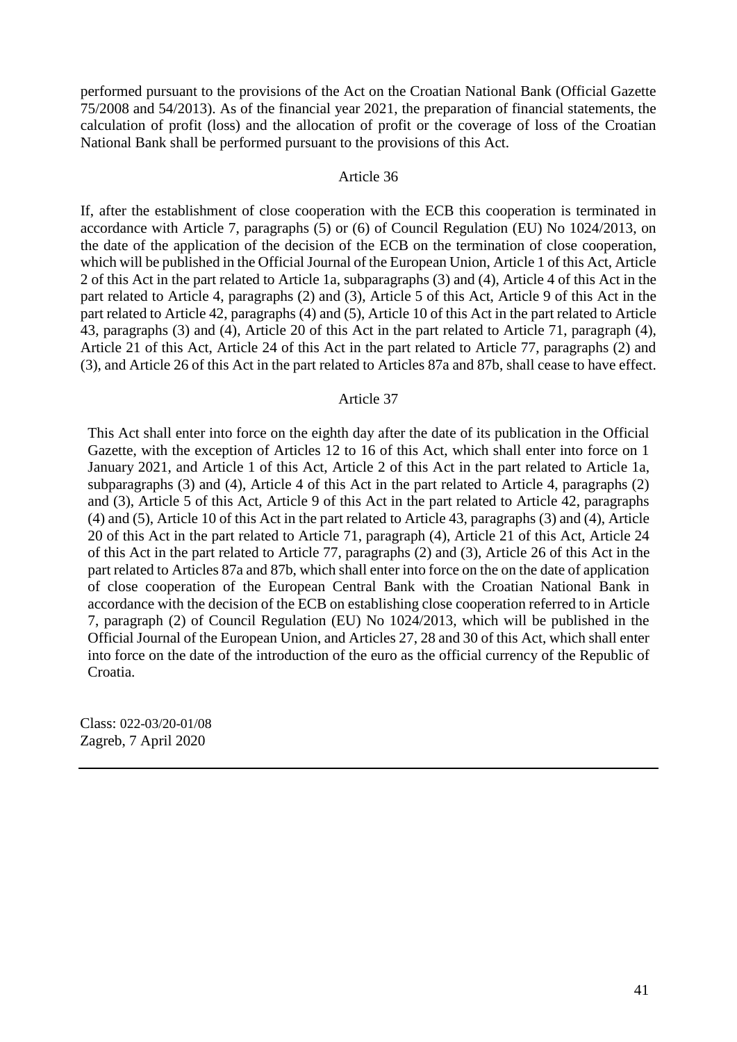performed pursuant to the provisions of the Act on the Croatian National Bank (Official Gazette 75/2008 and 54/2013). As of the financial year 2021, the preparation of financial statements, the calculation of profit (loss) and the allocation of profit or the coverage of loss of the Croatian National Bank shall be performed pursuant to the provisions of this Act.

Article 36

If, after the establishment of close cooperation with the ECB this cooperation is terminated in accordance with Article 7, paragraphs (5) or (6) of Council Regulation (EU) No 1024/2013, on the date of the application of the decision of the ECB on the termination of close cooperation, which will be published in the Official Journal of the European Union, Article 1 of this Act, Article 2 of this Act in the part related to Article 1a, subparagraphs (3) and (4), Article 4 of this Act in the part related to Article 4, paragraphs (2) and (3), Article 5 of this Act, Article 9 of this Act in the part related to Article 42, paragraphs (4) and (5), Article 10 of this Act in the part related to Article 43, paragraphs (3) and (4), Article 20 of this Act in the part related to Article 71, paragraph (4), Article 21 of this Act, Article 24 of this Act in the part related to Article 77, paragraphs (2) and (3), and Article 26 of this Act in the part related to Articles 87a and 87b, shall cease to have effect.

Article 37

This Act shall enter into force on the eighth day after the date of its publication in the Official Gazette, with the exception of Articles 12 to 16 of this Act, which shall enter into force on 1 January 2021, and Article 1 of this Act, Article 2 of this Act in the part related to Article 1a, subparagraphs (3) and (4), Article 4 of this Act in the part related to Article 4, paragraphs (2) and (3), Article 5 of this Act, Article 9 of this Act in the part related to Article 42, paragraphs (4) and (5), Article 10 of this Act in the part related to Article 43, paragraphs (3) and (4), Article 20 of this Act in the part related to Article 71, paragraph (4), Article 21 of this Act, Article 24 of this Act in the part related to Article 77, paragraphs (2) and (3), Article 26 of this Act in the part related to Articles 87a and 87b, which shall enter into force on the on the date of application of close cooperation of the European Central Bank with the Croatian National Bank in accordance with the decision of the ECB on establishing close cooperation referred to in Article 7, paragraph (2) of Council Regulation (EU) No 1024/2013, which will be published in the Official Journal of the European Union, and Articles 27, 28 and 30 of this Act, which shall enter into force on the date of the introduction of the euro as the official currency of the Republic of Croatia.

Class: 022-03/20-01/08
Zagreb, 7 April 2020